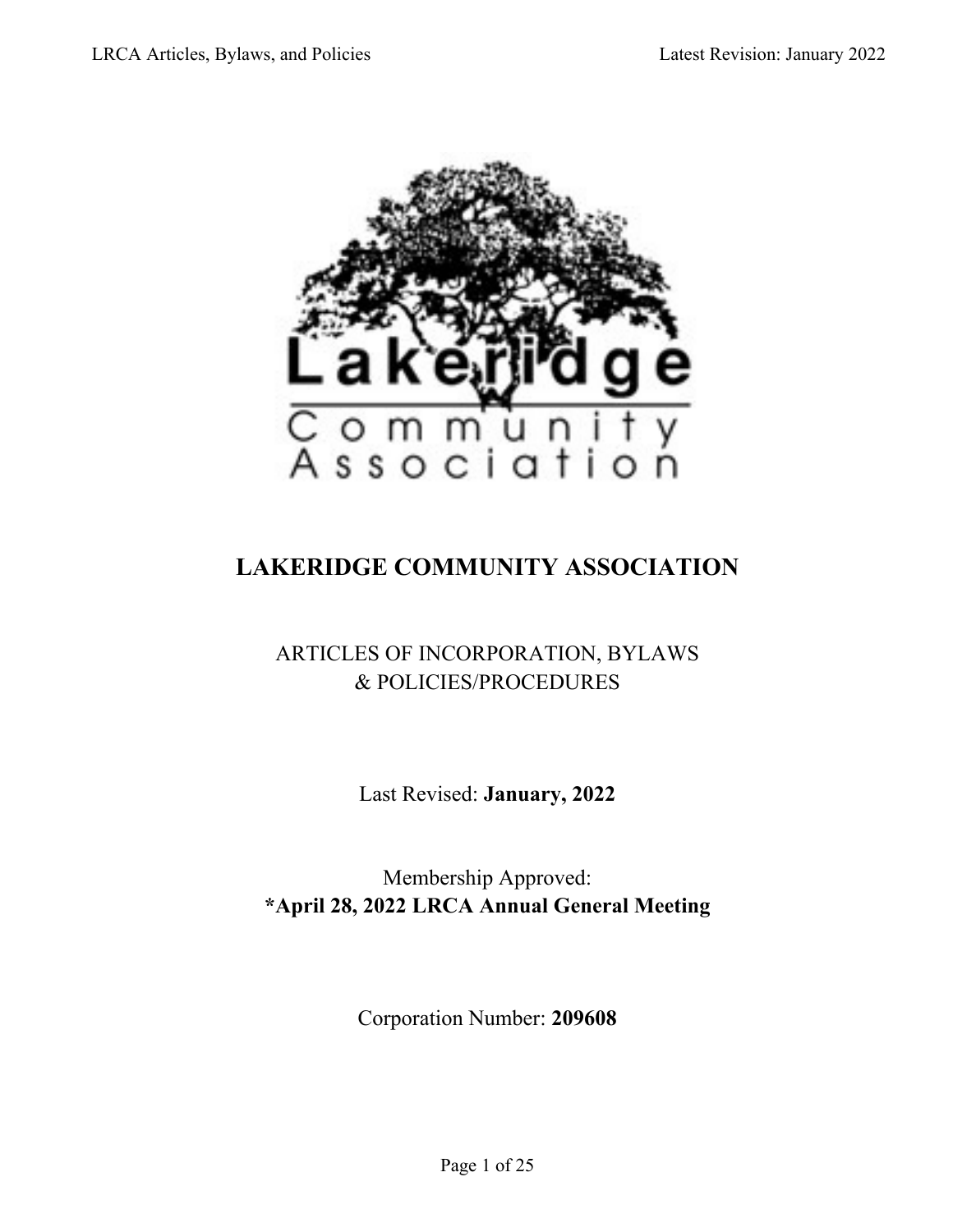# LAKERIDGE COMMUNITY ASSOCIATION

ARTICLES OF INCORPORATION, BYLAWS
& POLICIES/PROCEDURES

Last Revised: **January, 2022**

Membership Approved:
**\*April 28, 2022 LRCA Annual General Meeting**

Corporation Number: **209608**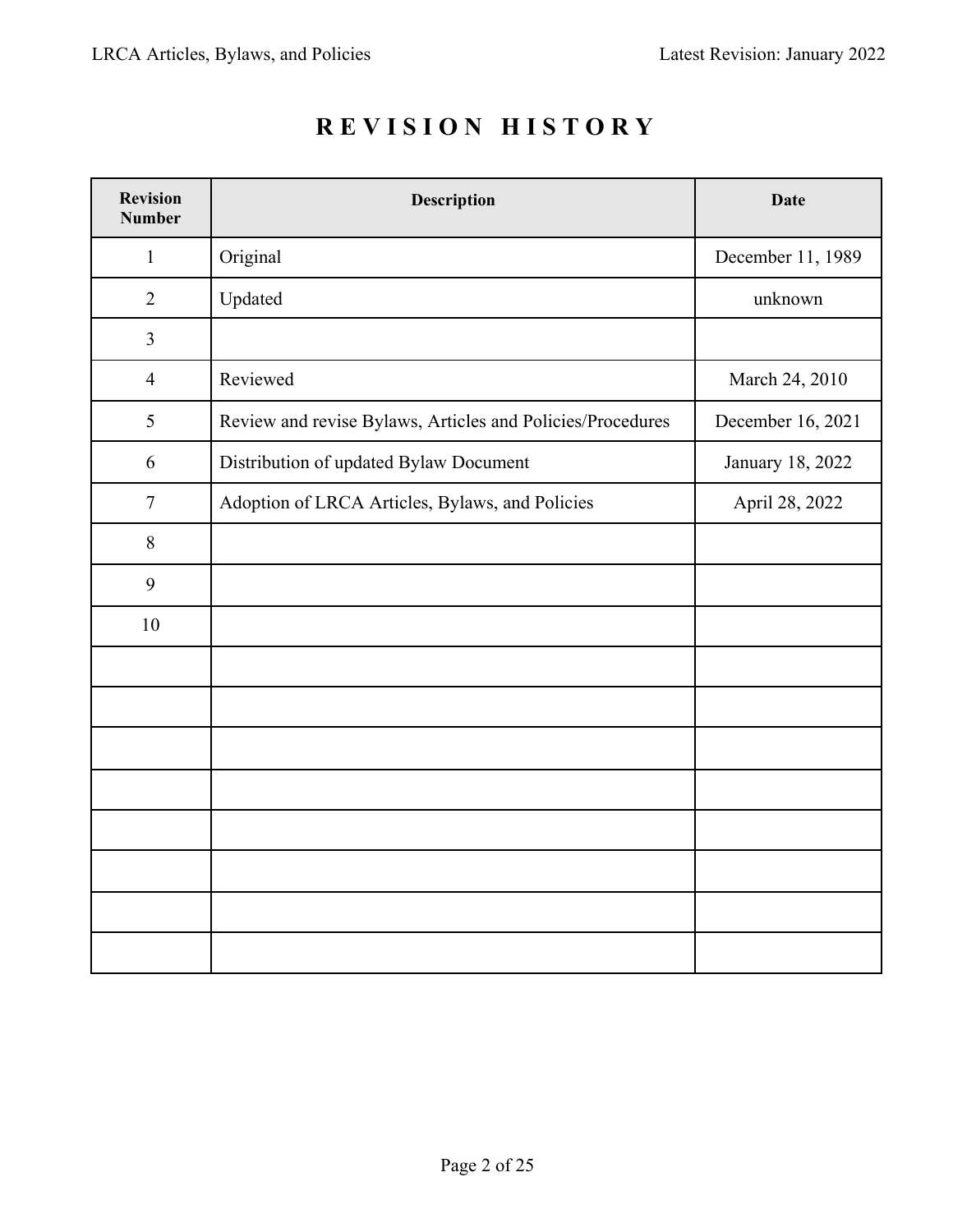# REVISION HISTORY

| Revision Number | Description | Date |
|---|---|---|
| 1 | Original | December 11, 1989 |
| 2 | Updated | unknown |
| 3 | | |
| 4 | Reviewed | March 24, 2010 |
| 5 | Review and revise Bylaws, Articles and Policies/Procedures | December 16, 2021 |
| 6 | Distribution of updated Bylaw Document | January 18, 2022 |
| 7 | Adoption of LRCA Articles, Bylaws, and Policies | April 28, 2022 |
| 8 | | |
| 9 | | |
| 10 | | |
| | | |
| | | |
| | | |
| | | |
| | | |
| | | |
| | | |
| | | |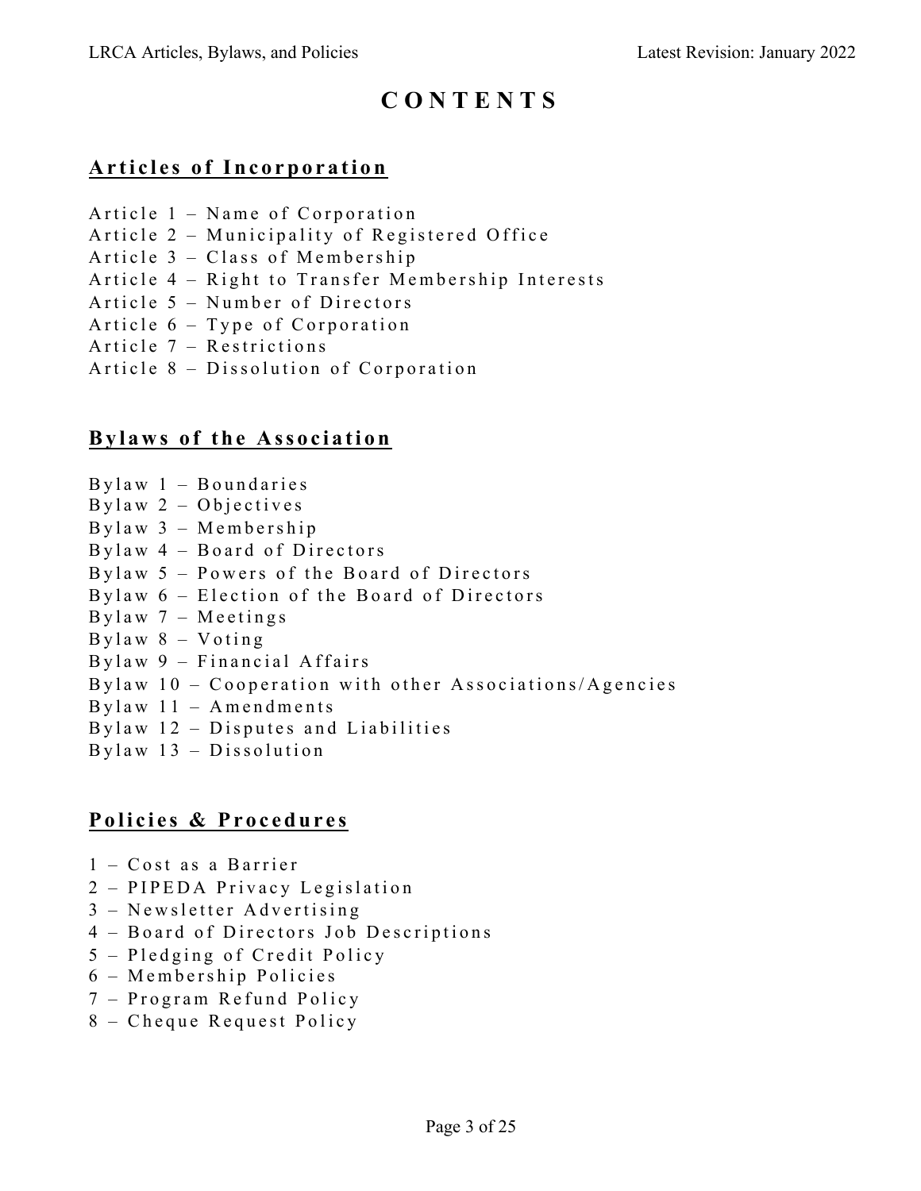# CONTENTS

## Articles of Incorporation

Article 1 – Name of Corporation
Article 2 – Municipality of Registered Office
Article 3 – Class of Membership
Article 4 – Right to Transfer Membership Interests
Article 5 – Number of Directors
Article 6 – Type of Corporation
Article 7 – Restrictions
Article 8 – Dissolution of Corporation

## Bylaws of the Association

Bylaw 1 – Boundaries
Bylaw 2 – Objectives
Bylaw 3 – Membership
Bylaw 4 – Board of Directors
Bylaw 5 – Powers of the Board of Directors
Bylaw 6 – Election of the Board of Directors
Bylaw 7 – Meetings
Bylaw 8 – Voting
Bylaw 9 – Financial Affairs
Bylaw 10 – Cooperation with other Associations/Agencies
Bylaw 11 – Amendments
Bylaw 12 – Disputes and Liabilities
Bylaw 13 – Dissolution

## Policies & Procedures

1 – Cost as a Barrier
2 – PIPEDA Privacy Legislation
3 – Newsletter Advertising
4 – Board of Directors Job Descriptions
5 – Pledging of Credit Policy
6 – Membership Policies
7 – Program Refund Policy
8 – Cheque Request Policy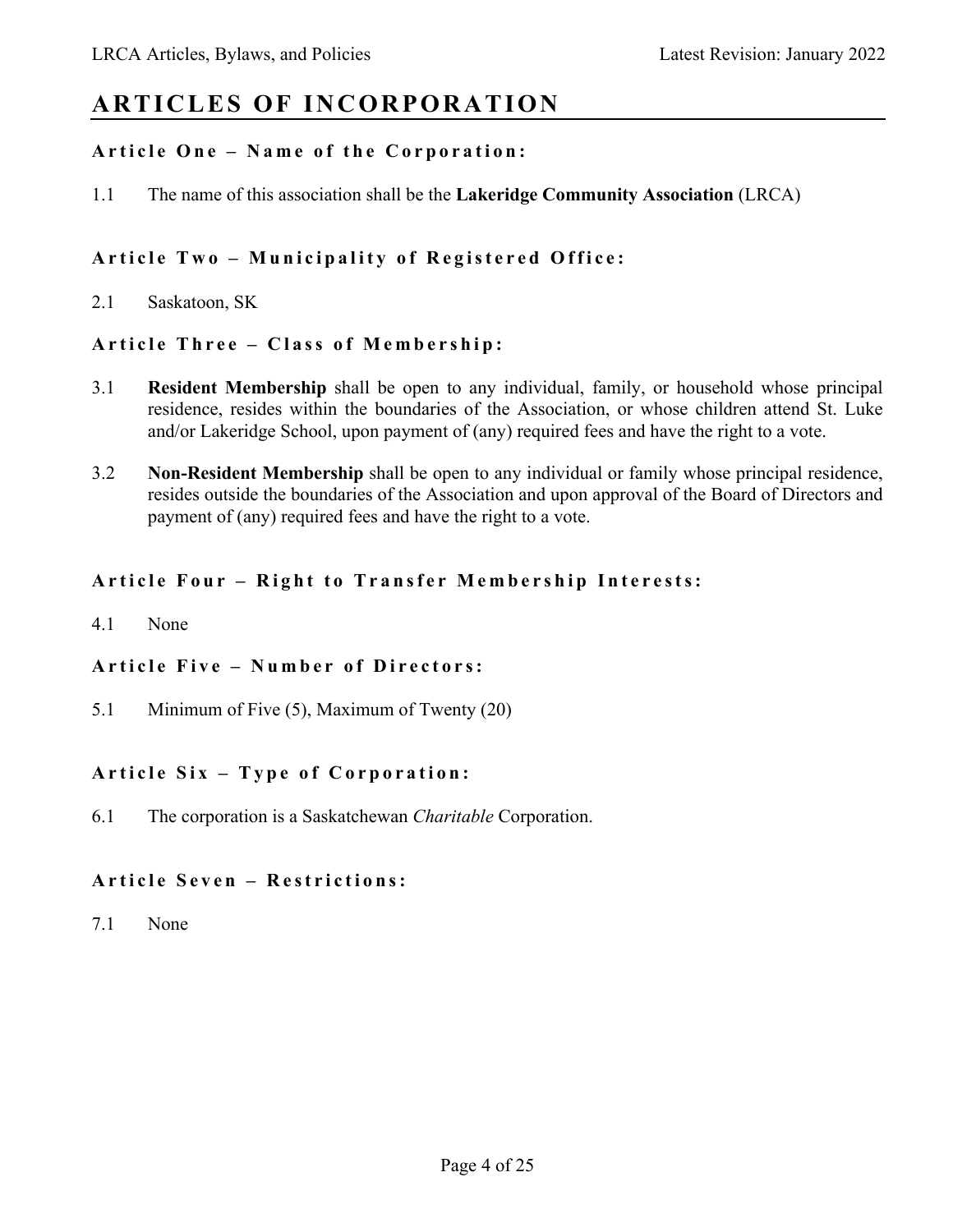# ARTICLES OF INCORPORATION

### Article One – Name of the Corporation:

1.1 The name of this association shall be the **Lakeridge Community Association** (LRCA)

### Article Two – Municipality of Registered Office:

2.1 Saskatoon, SK

### Article Three – Class of Membership:

3.1 **Resident Membership** shall be open to any individual, family, or household whose principal residence, resides within the boundaries of the Association, or whose children attend St. Luke and/or Lakeridge School, upon payment of (any) required fees and have the right to a vote.

3.2 **Non-Resident Membership** shall be open to any individual or family whose principal residence, resides outside the boundaries of the Association and upon approval of the Board of Directors and payment of (any) required fees and have the right to a vote.

### Article Four – Right to Transfer Membership Interests:

4.1 None

### Article Five – Number of Directors:

5.1 Minimum of Five (5), Maximum of Twenty (20)

### Article Six – Type of Corporation:

6.1 The corporation is a Saskatchewan *Charitable* Corporation.

### Article Seven – Restrictions:

7.1 None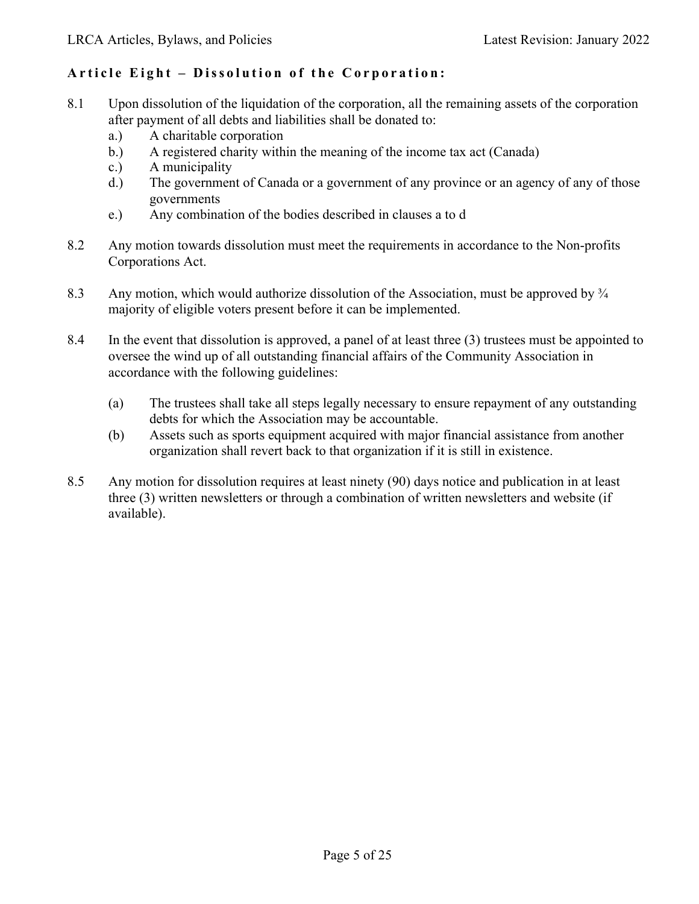## **Article Eight – Dissolution of the Corporation:**

8.1 Upon dissolution of the liquidation of the corporation, all the remaining assets of the corporation after payment of all debts and liabilities shall be donated to:

- a.) A charitable corporation
- b.) A registered charity within the meaning of the income tax act (Canada)
- c.) A municipality
- d.) The government of Canada or a government of any province or an agency of any of those governments
- e.) Any combination of the bodies described in clauses a to d

8.2 Any motion towards dissolution must meet the requirements in accordance to the Non-profits Corporations Act.

8.3 Any motion, which would authorize dissolution of the Association, must be approved by ¾ majority of eligible voters present before it can be implemented.

8.4 In the event that dissolution is approved, a panel of at least three (3) trustees must be appointed to oversee the wind up of all outstanding financial affairs of the Community Association in accordance with the following guidelines:

- (a) The trustees shall take all steps legally necessary to ensure repayment of any outstanding debts for which the Association may be accountable.
- (b) Assets such as sports equipment acquired with major financial assistance from another organization shall revert back to that organization if it is still in existence.

8.5 Any motion for dissolution requires at least ninety (90) days notice and publication in at least three (3) written newsletters or through a combination of written newsletters and website (if available).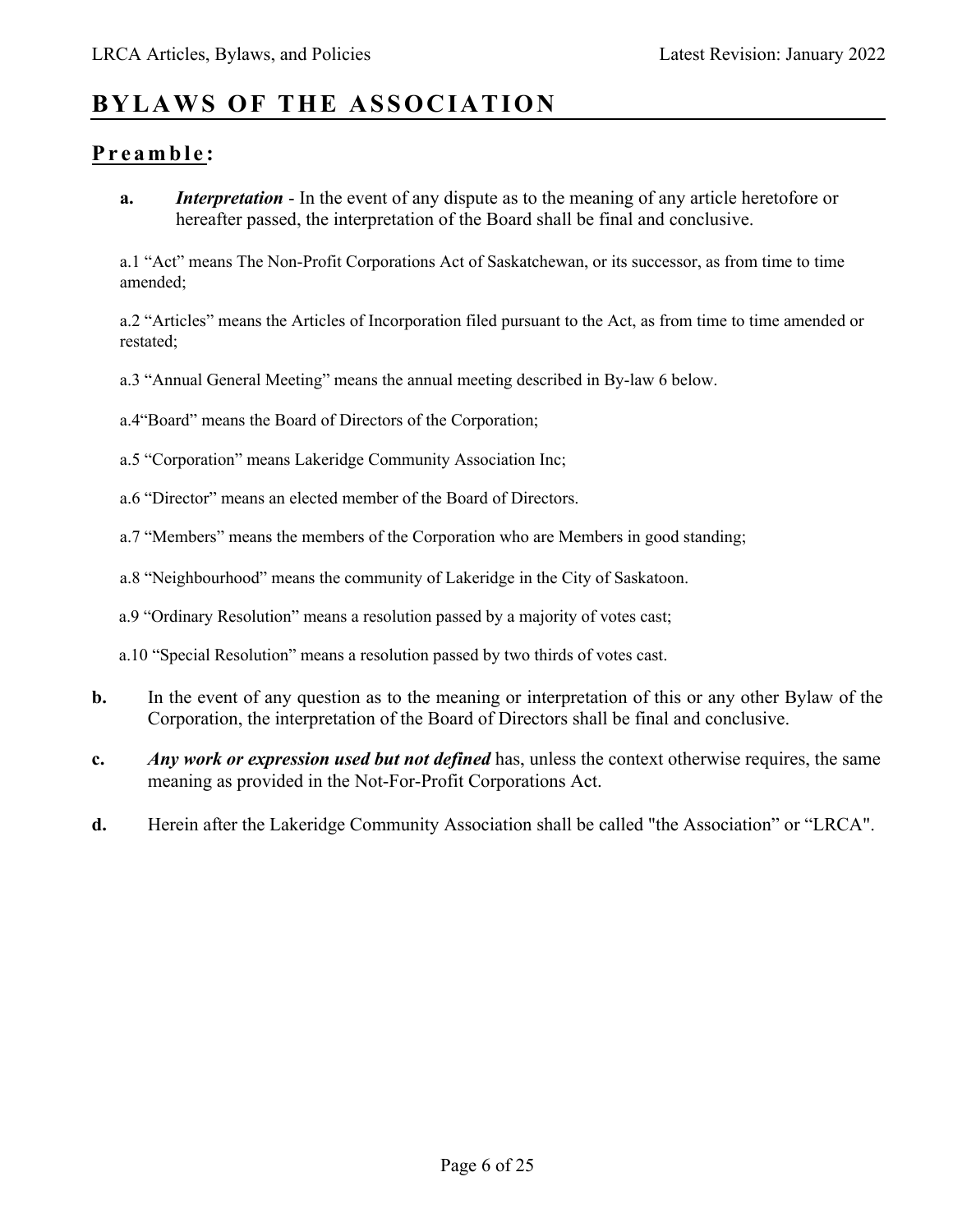# BYLAWS OF THE ASSOCIATION

## Preamble:

**a.** ***Interpretation*** - In the event of any dispute as to the meaning of any article heretofore or hereafter passed, the interpretation of the Board shall be final and conclusive.

a.1 "Act" means The Non-Profit Corporations Act of Saskatchewan, or its successor, as from time to time amended;

a.2 "Articles" means the Articles of Incorporation filed pursuant to the Act, as from time to time amended or restated;

a.3 "Annual General Meeting" means the annual meeting described in By-law 6 below.

a.4"Board" means the Board of Directors of the Corporation;

a.5 "Corporation" means Lakeridge Community Association Inc;

a.6 "Director" means an elected member of the Board of Directors.

a.7 "Members" means the members of the Corporation who are Members in good standing;

a.8 "Neighbourhood" means the community of Lakeridge in the City of Saskatoon.

a.9 "Ordinary Resolution" means a resolution passed by a majority of votes cast;

a.10 "Special Resolution" means a resolution passed by two thirds of votes cast.

**b.** In the event of any question as to the meaning or interpretation of this or any other Bylaw of the Corporation, the interpretation of the Board of Directors shall be final and conclusive.

**c.** ***Any work or expression used but not defined*** has, unless the context otherwise requires, the same meaning as provided in the Not-For-Profit Corporations Act.

**d.** Herein after the Lakeridge Community Association shall be called "the Association" or "LRCA".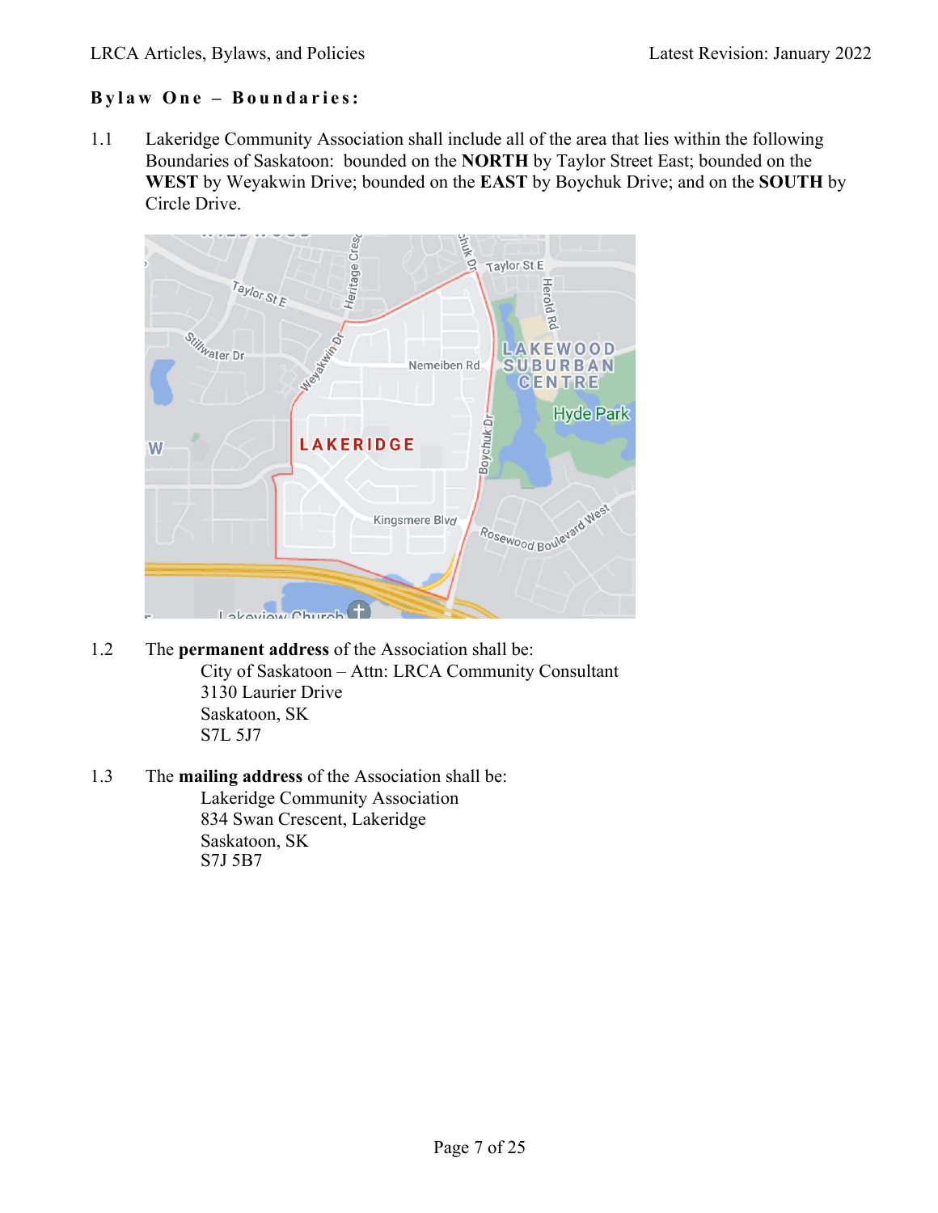## Bylaw One – Boundaries:

1.1 Lakeridge Community Association shall include all of the area that lies within the following Boundaries of Saskatoon: bounded on the **NORTH** by Taylor Street East; bounded on the **WEST** by Weyakwin Drive; bounded on the **EAST** by Boychuk Drive; and on the **SOUTH** by Circle Drive.

1.2 The **permanent address** of the Association shall be:

City of Saskatoon – Attn: LRCA Community Consultant
3130 Laurier Drive
Saskatoon, SK
S7L 5J7

1.3 The **mailing address** of the Association shall be:

Lakeridge Community Association
834 Swan Crescent, Lakeridge
Saskatoon, SK
S7J 5B7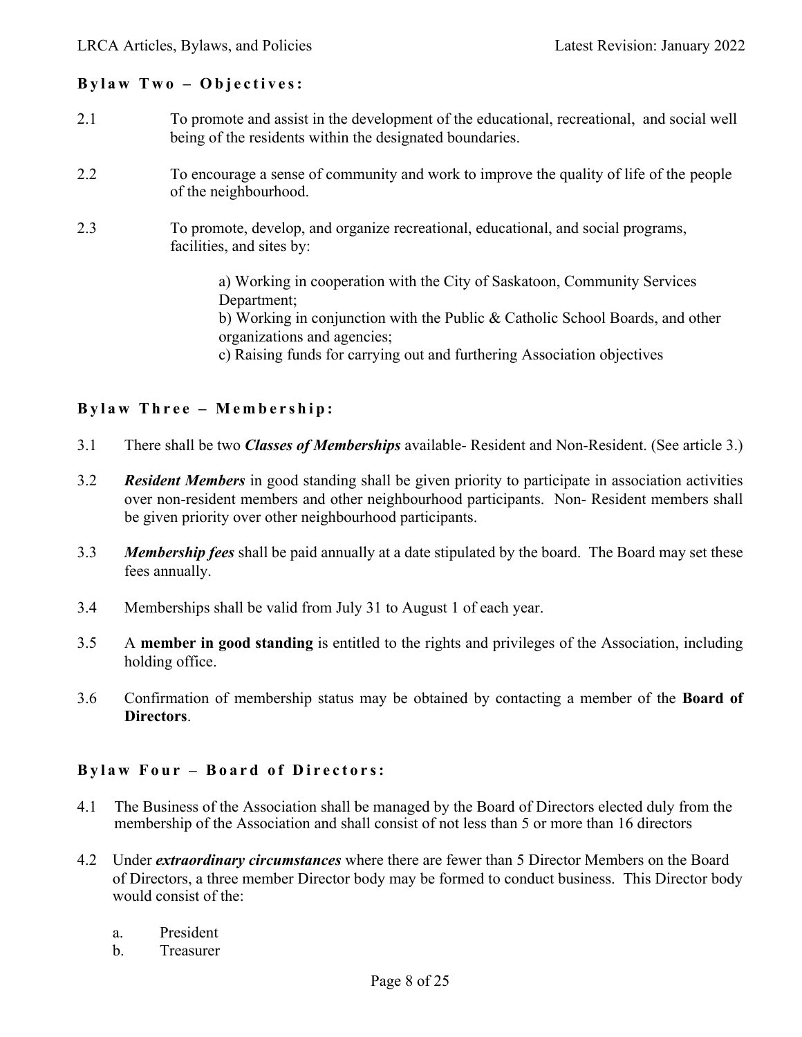### **Bylaw Two – Objectives:**

2.1 To promote and assist in the development of the educational, recreational, and social well being of the residents within the designated boundaries.

2.2 To encourage a sense of community and work to improve the quality of life of the people of the neighbourhood.

2.3 To promote, develop, and organize recreational, educational, and social programs, facilities, and sites by:

a) Working in cooperation with the City of Saskatoon, Community Services Department;
b) Working in conjunction with the Public & Catholic School Boards, and other organizations and agencies;
c) Raising funds for carrying out and furthering Association objectives

### **Bylaw Three – Membership:**

3.1 There shall be two ***Classes of Memberships*** available- Resident and Non-Resident. (See article 3.)

3.2 ***Resident Members*** in good standing shall be given priority to participate in association activities over non-resident members and other neighbourhood participants. Non- Resident members shall be given priority over other neighbourhood participants.

3.3 ***Membership fees*** shall be paid annually at a date stipulated by the board. The Board may set these fees annually.

3.4 Memberships shall be valid from July 31 to August 1 of each year.

3.5 A **member in good standing** is entitled to the rights and privileges of the Association, including holding office.

3.6 Confirmation of membership status may be obtained by contacting a member of the **Board of Directors**.

### **Bylaw Four – Board of Directors:**

4.1 The Business of the Association shall be managed by the Board of Directors elected duly from the membership of the Association and shall consist of not less than 5 or more than 16 directors

4.2 Under ***extraordinary circumstances*** where there are fewer than 5 Director Members on the Board of Directors, a three member Director body may be formed to conduct business. This Director body would consist of the:

a. President
b. Treasurer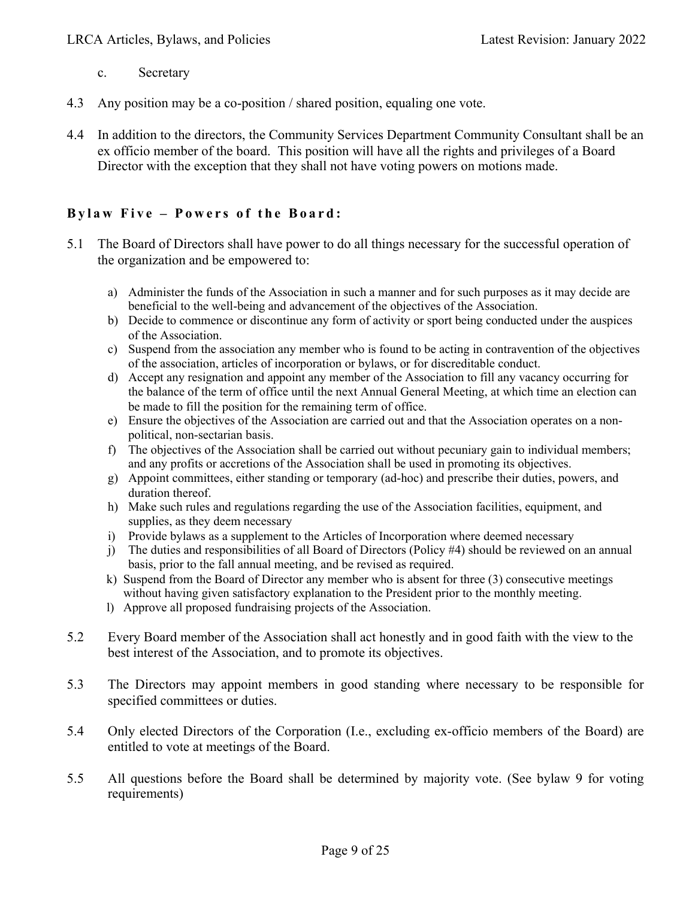c. Secretary

4.3 Any position may be a co-position / shared position, equaling one vote.

4.4 In addition to the directors, the Community Services Department Community Consultant shall be an ex officio member of the board. This position will have all the rights and privileges of a Board Director with the exception that they shall not have voting powers on motions made.

## Bylaw Five – Powers of the Board:

5.1 The Board of Directors shall have power to do all things necessary for the successful operation of the organization and be empowered to:

a) Administer the funds of the Association in such a manner and for such purposes as it may decide are beneficial to the well-being and advancement of the objectives of the Association.
b) Decide to commence or discontinue any form of activity or sport being conducted under the auspices of the Association.
c) Suspend from the association any member who is found to be acting in contravention of the objectives of the association, articles of incorporation or bylaws, or for discreditable conduct.
d) Accept any resignation and appoint any member of the Association to fill any vacancy occurring for the balance of the term of office until the next Annual General Meeting, at which time an election can be made to fill the position for the remaining term of office.
e) Ensure the objectives of the Association are carried out and that the Association operates on a non-political, non-sectarian basis.
f) The objectives of the Association shall be carried out without pecuniary gain to individual members; and any profits or accretions of the Association shall be used in promoting its objectives.
g) Appoint committees, either standing or temporary (ad-hoc) and prescribe their duties, powers, and duration thereof.
h) Make such rules and regulations regarding the use of the Association facilities, equipment, and supplies, as they deem necessary
i) Provide bylaws as a supplement to the Articles of Incorporation where deemed necessary
j) The duties and responsibilities of all Board of Directors (Policy #4) should be reviewed on an annual basis, prior to the fall annual meeting, and be revised as required.
k) Suspend from the Board of Director any member who is absent for three (3) consecutive meetings without having given satisfactory explanation to the President prior to the monthly meeting.
l) Approve all proposed fundraising projects of the Association.

5.2 Every Board member of the Association shall act honestly and in good faith with the view to the best interest of the Association, and to promote its objectives.

5.3 The Directors may appoint members in good standing where necessary to be responsible for specified committees or duties.

5.4 Only elected Directors of the Corporation (I.e., excluding ex-officio members of the Board) are entitled to vote at meetings of the Board.

5.5 All questions before the Board shall be determined by majority vote. (See bylaw 9 for voting requirements)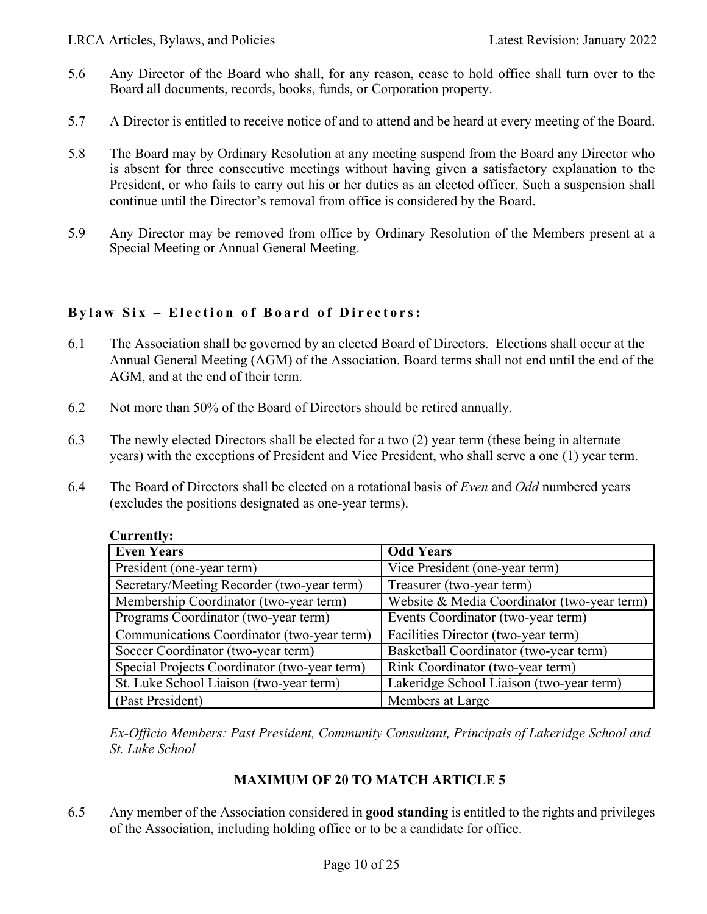5.6 Any Director of the Board who shall, for any reason, cease to hold office shall turn over to the Board all documents, records, books, funds, or Corporation property.

5.7 A Director is entitled to receive notice of and to attend and be heard at every meeting of the Board.

5.8 The Board may by Ordinary Resolution at any meeting suspend from the Board any Director who is absent for three consecutive meetings without having given a satisfactory explanation to the President, or who fails to carry out his or her duties as an elected officer. Such a suspension shall continue until the Director's removal from office is considered by the Board.

5.9 Any Director may be removed from office by Ordinary Resolution of the Members present at a Special Meeting or Annual General Meeting.

## Bylaw Six – Election of Board of Directors:

6.1 The Association shall be governed by an elected Board of Directors. Elections shall occur at the Annual General Meeting (AGM) of the Association. Board terms shall not end until the end of the AGM, and at the end of their term.

6.2 Not more than 50% of the Board of Directors should be retired annually.

6.3 The newly elected Directors shall be elected for a two (2) year term (these being in alternate years) with the exceptions of President and Vice President, who shall serve a one (1) year term.

6.4 The Board of Directors shall be elected on a rotational basis of *Even* and *Odd* numbered years (excludes the positions designated as one-year terms).

**Currently:**

| Even Years | Odd Years |
|---|---|
| President (one-year term) | Vice President (one-year term) |
| Secretary/Meeting Recorder (two-year term) | Treasurer (two-year term) |
| Membership Coordinator (two-year term) | Website & Media Coordinator (two-year term) |
| Programs Coordinator (two-year term) | Events Coordinator (two-year term) |
| Communications Coordinator (two-year term) | Facilities Director (two-year term) |
| Soccer Coordinator (two-year term) | Basketball Coordinator (two-year term) |
| Special Projects Coordinator (two-year term) | Rink Coordinator (two-year term) |
| St. Luke School Liaison (two-year term) | Lakeridge School Liaison (two-year term) |
| (Past President) | Members at Large |

*Ex-Officio Members: Past President, Community Consultant, Principals of Lakeridge School and St. Luke School*

**MAXIMUM OF 20 TO MATCH ARTICLE 5**

6.5 Any member of the Association considered in **good standing** is entitled to the rights and privileges of the Association, including holding office or to be a candidate for office.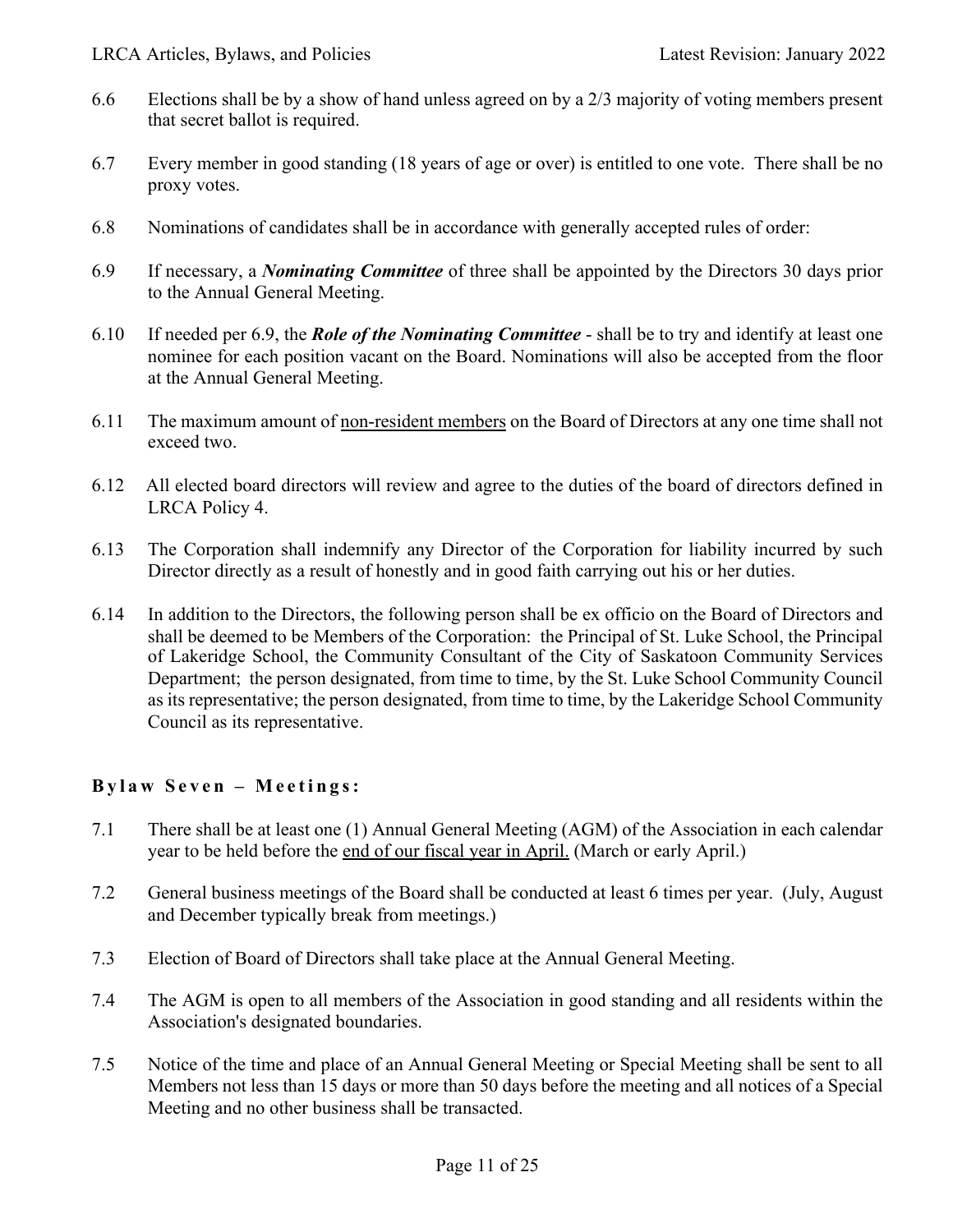6.6 Elections shall be by a show of hand unless agreed on by a 2/3 majority of voting members present that secret ballot is required.

6.7 Every member in good standing (18 years of age or over) is entitled to one vote. There shall be no proxy votes.

6.8 Nominations of candidates shall be in accordance with generally accepted rules of order:

6.9 If necessary, a ***Nominating Committee*** of three shall be appointed by the Directors 30 days prior to the Annual General Meeting.

6.10 If needed per 6.9, the ***Role of the Nominating Committee*** - shall be to try and identify at least one nominee for each position vacant on the Board. Nominations will also be accepted from the floor at the Annual General Meeting.

6.11 The maximum amount of <u>non-resident members</u> on the Board of Directors at any one time shall not exceed two.

6.12 All elected board directors will review and agree to the duties of the board of directors defined in LRCA Policy 4.

6.13 The Corporation shall indemnify any Director of the Corporation for liability incurred by such Director directly as a result of honestly and in good faith carrying out his or her duties.

6.14 In addition to the Directors, the following person shall be ex officio on the Board of Directors and shall be deemed to be Members of the Corporation: the Principal of St. Luke School, the Principal of Lakeridge School, the Community Consultant of the City of Saskatoon Community Services Department; the person designated, from time to time, by the St. Luke School Community Council as its representative; the person designated, from time to time, by the Lakeridge School Community Council as its representative.

### Bylaw Seven – Meetings:

7.1 There shall be at least one (1) Annual General Meeting (AGM) of the Association in each calendar year to be held before the <u>end of our fiscal year in April.</u> (March or early April.)

7.2 General business meetings of the Board shall be conducted at least 6 times per year. (July, August and December typically break from meetings.)

7.3 Election of Board of Directors shall take place at the Annual General Meeting.

7.4 The AGM is open to all members of the Association in good standing and all residents within the Association's designated boundaries.

7.5 Notice of the time and place of an Annual General Meeting or Special Meeting shall be sent to all Members not less than 15 days or more than 50 days before the meeting and all notices of a Special Meeting and no other business shall be transacted.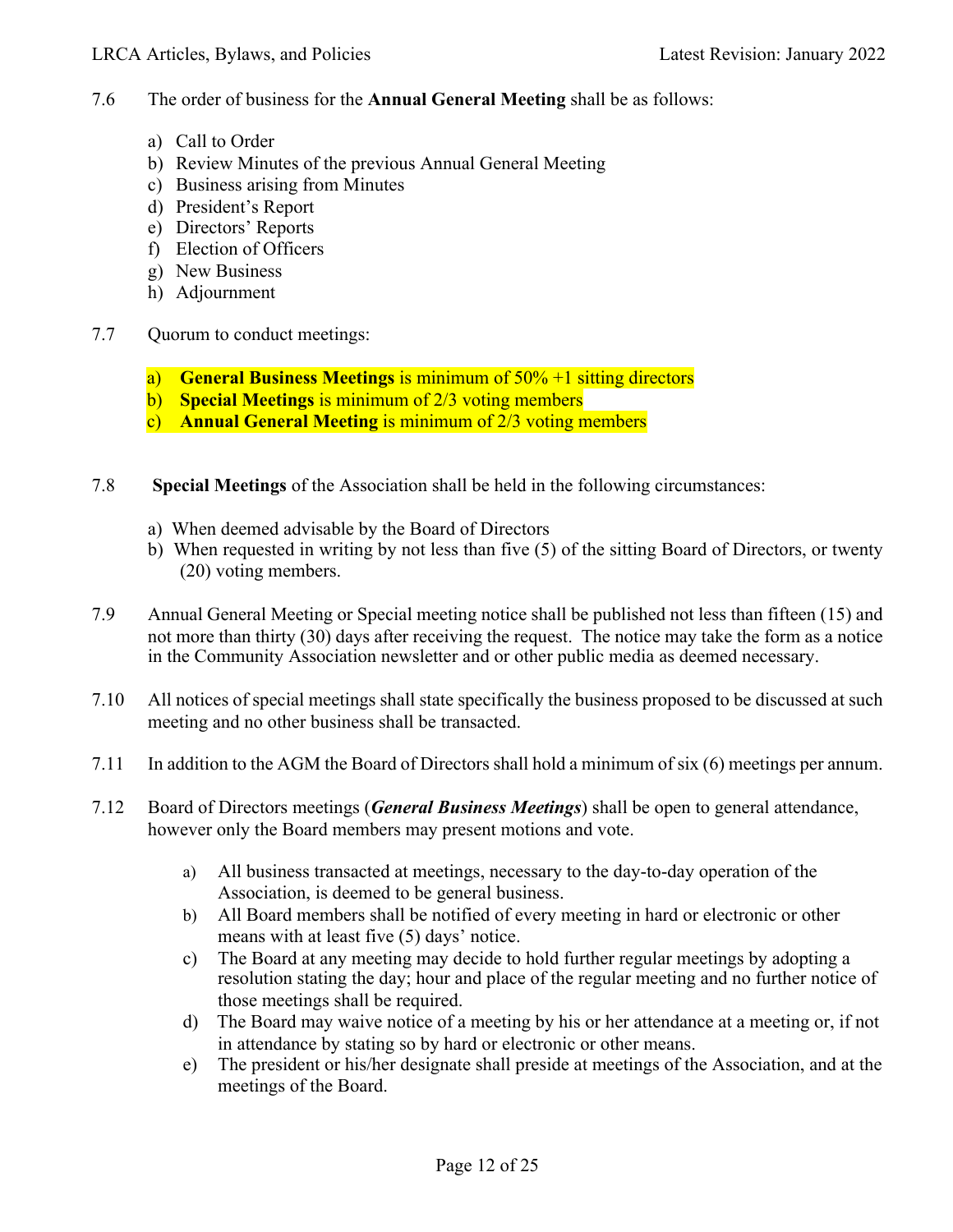7.6 The order of business for the **Annual General Meeting** shall be as follows:

a) Call to Order
b) Review Minutes of the previous Annual General Meeting
c) Business arising from Minutes
d) President's Report
e) Directors' Reports
f) Election of Officers
g) New Business
h) Adjournment

7.7 Quorum to conduct meetings:

a) **General Business Meetings** is minimum of 50% +1 sitting directors
b) **Special Meetings** is minimum of 2/3 voting members
c) **Annual General Meeting** is minimum of 2/3 voting members

7.8 **Special Meetings** of the Association shall be held in the following circumstances:

a) When deemed advisable by the Board of Directors
b) When requested in writing by not less than five (5) of the sitting Board of Directors, or twenty (20) voting members.

7.9 Annual General Meeting or Special meeting notice shall be published not less than fifteen (15) and not more than thirty (30) days after receiving the request. The notice may take the form as a notice in the Community Association newsletter and or other public media as deemed necessary.

7.10 All notices of special meetings shall state specifically the business proposed to be discussed at such meeting and no other business shall be transacted.

7.11 In addition to the AGM the Board of Directors shall hold a minimum of six (6) meetings per annum.

7.12 Board of Directors meetings (***General Business Meetings***) shall be open to general attendance, however only the Board members may present motions and vote.

a) All business transacted at meetings, necessary to the day-to-day operation of the Association, is deemed to be general business.
b) All Board members shall be notified of every meeting in hard or electronic or other means with at least five (5) days' notice.
c) The Board at any meeting may decide to hold further regular meetings by adopting a resolution stating the day; hour and place of the regular meeting and no further notice of those meetings shall be required.
d) The Board may waive notice of a meeting by his or her attendance at a meeting or, if not in attendance by stating so by hard or electronic or other means.
e) The president or his/her designate shall preside at meetings of the Association, and at the meetings of the Board.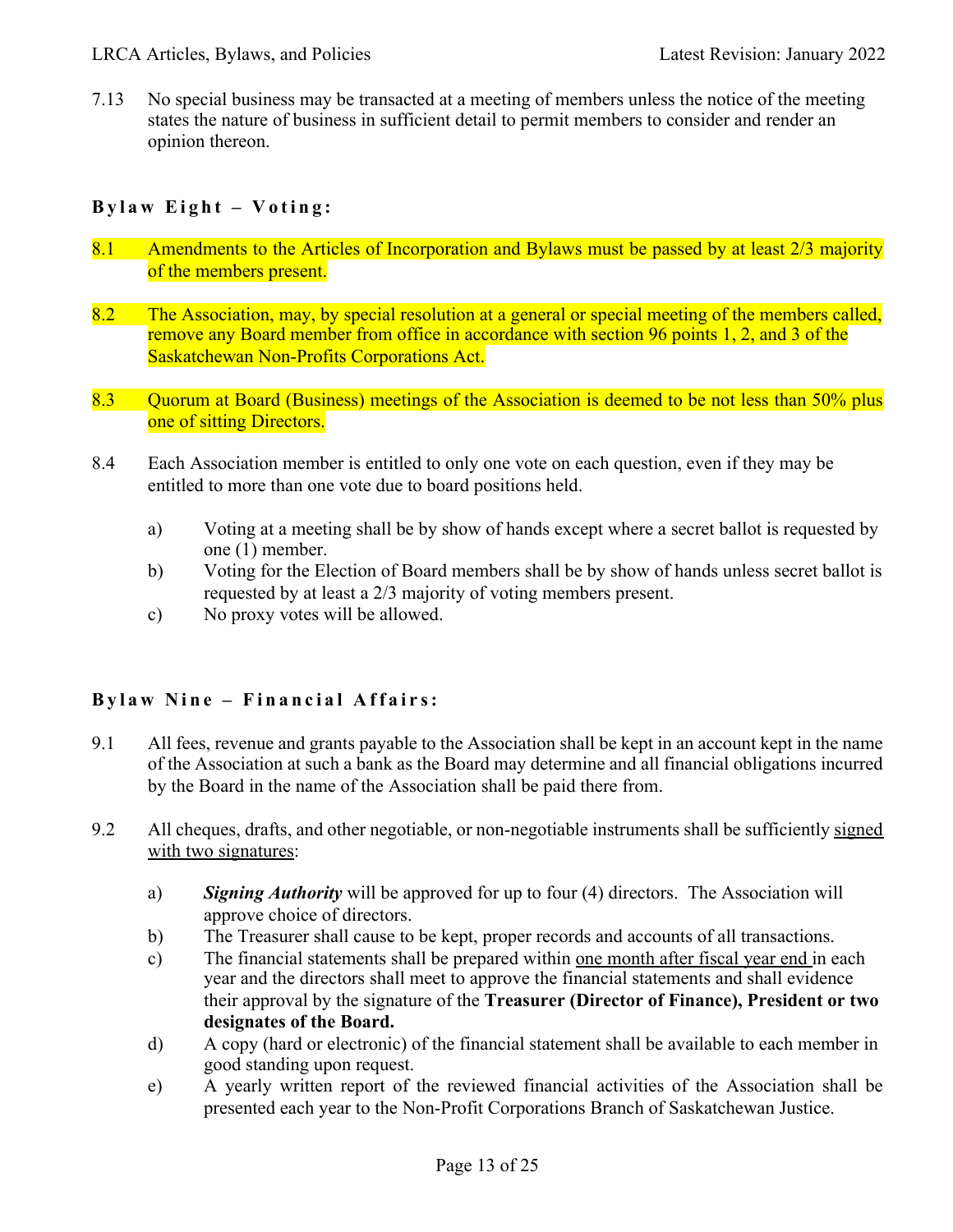7.13 No special business may be transacted at a meeting of members unless the notice of the meeting states the nature of business in sufficient detail to permit members to consider and render an opinion thereon.

### Bylaw Eight – Voting:

8.1 Amendments to the Articles of Incorporation and Bylaws must be passed by at least 2/3 majority of the members present.

8.2 The Association, may, by special resolution at a general or special meeting of the members called, remove any Board member from office in accordance with section 96 points 1, 2, and 3 of the Saskatchewan Non-Profits Corporations Act.

8.3 Quorum at Board (Business) meetings of the Association is deemed to be not less than 50% plus one of sitting Directors.

8.4 Each Association member is entitled to only one vote on each question, even if they may be entitled to more than one vote due to board positions held.

- a) Voting at a meeting shall be by show of hands except where a secret ballot is requested by one (1) member.
- b) Voting for the Election of Board members shall be by show of hands unless secret ballot is requested by at least a 2/3 majority of voting members present.
- c) No proxy votes will be allowed.

### Bylaw Nine – Financial Affairs:

9.1 All fees, revenue and grants payable to the Association shall be kept in an account kept in the name of the Association at such a bank as the Board may determine and all financial obligations incurred by the Board in the name of the Association shall be paid there from.

9.2 All cheques, drafts, and other negotiable, or non-negotiable instruments shall be sufficiently signed with two signatures:

- a) ***Signing Authority*** will be approved for up to four (4) directors. The Association will approve choice of directors.
- b) The Treasurer shall cause to be kept, proper records and accounts of all transactions.
- c) The financial statements shall be prepared within one month after fiscal year end in each year and the directors shall meet to approve the financial statements and shall evidence their approval by the signature of the **Treasurer (Director of Finance), President or two designates of the Board.**
- d) A copy (hard or electronic) of the financial statement shall be available to each member in good standing upon request.
- e) A yearly written report of the reviewed financial activities of the Association shall be presented each year to the Non-Profit Corporations Branch of Saskatchewan Justice.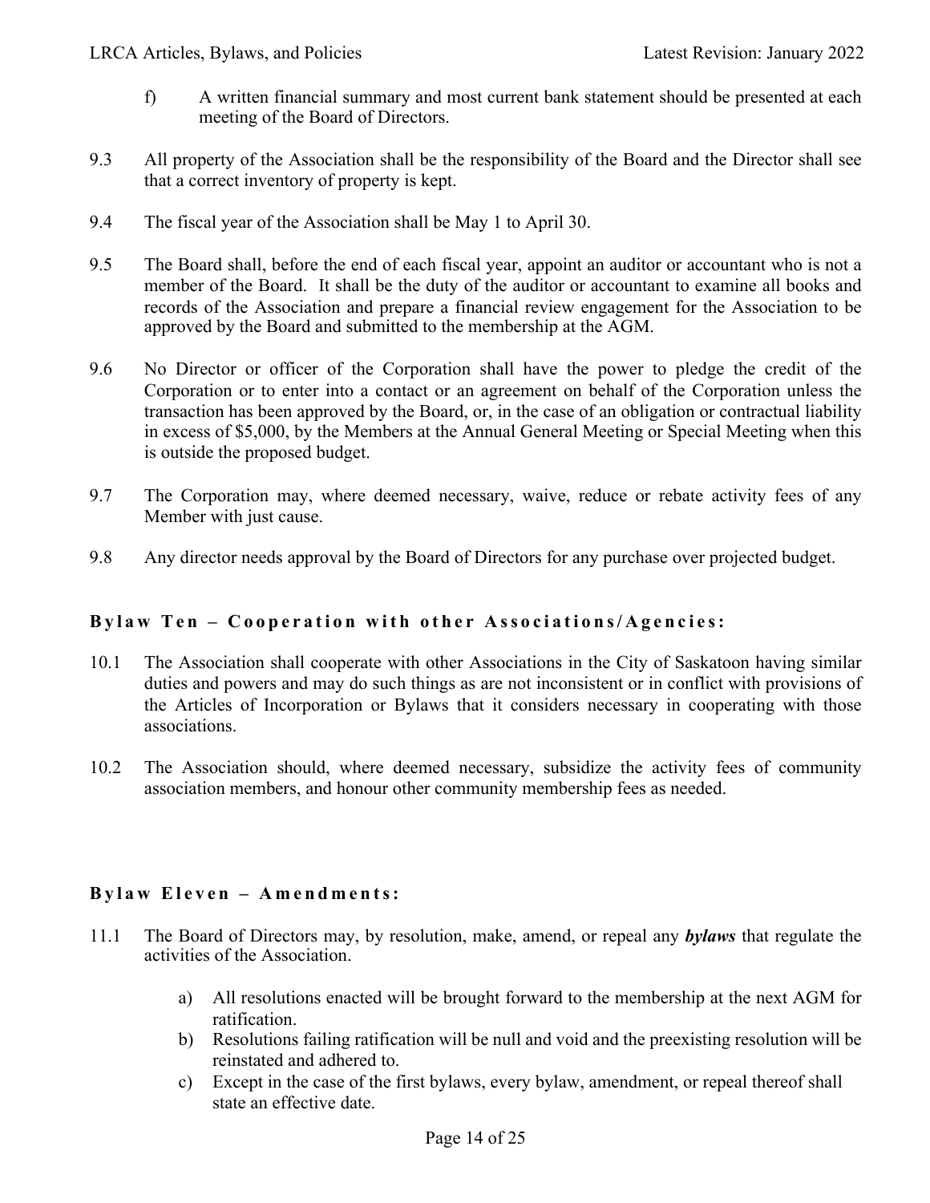f) A written financial summary and most current bank statement should be presented at each meeting of the Board of Directors.

9.3 All property of the Association shall be the responsibility of the Board and the Director shall see that a correct inventory of property is kept.

9.4 The fiscal year of the Association shall be May 1 to April 30.

9.5 The Board shall, before the end of each fiscal year, appoint an auditor or accountant who is not a member of the Board. It shall be the duty of the auditor or accountant to examine all books and records of the Association and prepare a financial review engagement for the Association to be approved by the Board and submitted to the membership at the AGM.

9.6 No Director or officer of the Corporation shall have the power to pledge the credit of the Corporation or to enter into a contact or an agreement on behalf of the Corporation unless the transaction has been approved by the Board, or, in the case of an obligation or contractual liability in excess of $5,000, by the Members at the Annual General Meeting or Special Meeting when this is outside the proposed budget.

9.7 The Corporation may, where deemed necessary, waive, reduce or rebate activity fees of any Member with just cause.

9.8 Any director needs approval by the Board of Directors for any purchase over projected budget.

## Bylaw Ten – Cooperation with other Associations/Agencies:

10.1 The Association shall cooperate with other Associations in the City of Saskatoon having similar duties and powers and may do such things as are not inconsistent or in conflict with provisions of the Articles of Incorporation or Bylaws that it considers necessary in cooperating with those associations.

10.2 The Association should, where deemed necessary, subsidize the activity fees of community association members, and honour other community membership fees as needed.

## Bylaw Eleven – Amendments:

11.1 The Board of Directors may, by resolution, make, amend, or repeal any ***bylaws*** that regulate the activities of the Association.

a) All resolutions enacted will be brought forward to the membership at the next AGM for ratification.
b) Resolutions failing ratification will be null and void and the preexisting resolution will be reinstated and adhered to.
c) Except in the case of the first bylaws, every bylaw, amendment, or repeal thereof shall state an effective date.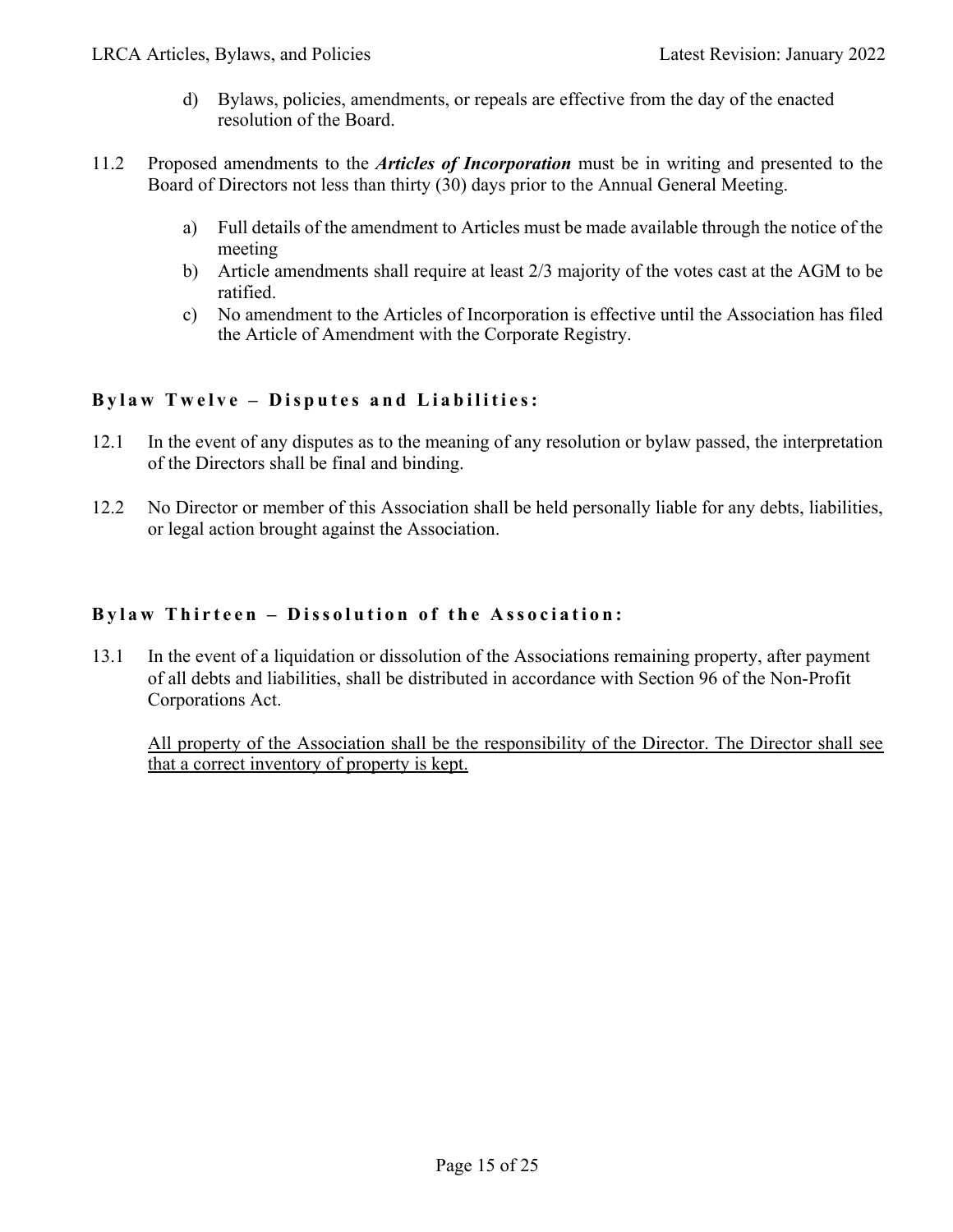d) Bylaws, policies, amendments, or repeals are effective from the day of the enacted resolution of the Board.

11.2 Proposed amendments to the ***Articles of Incorporation*** must be in writing and presented to the Board of Directors not less than thirty (30) days prior to the Annual General Meeting.

a) Full details of the amendment to Articles must be made available through the notice of the meeting
b) Article amendments shall require at least 2/3 majority of the votes cast at the AGM to be ratified.
c) No amendment to the Articles of Incorporation is effective until the Association has filed the Article of Amendment with the Corporate Registry.

### Bylaw Twelve – Disputes and Liabilities:

12.1 In the event of any disputes as to the meaning of any resolution or bylaw passed, the interpretation of the Directors shall be final and binding.

12.2 No Director or member of this Association shall be held personally liable for any debts, liabilities, or legal action brought against the Association.

### Bylaw Thirteen – Dissolution of the Association:

13.1 In the event of a liquidation or dissolution of the Associations remaining property, after payment of all debts and liabilities, shall be distributed in accordance with Section 96 of the Non-Profit Corporations Act.

<u>All property of the Association shall be the responsibility of the Director. The Director shall see that a correct inventory of property is kept.</u>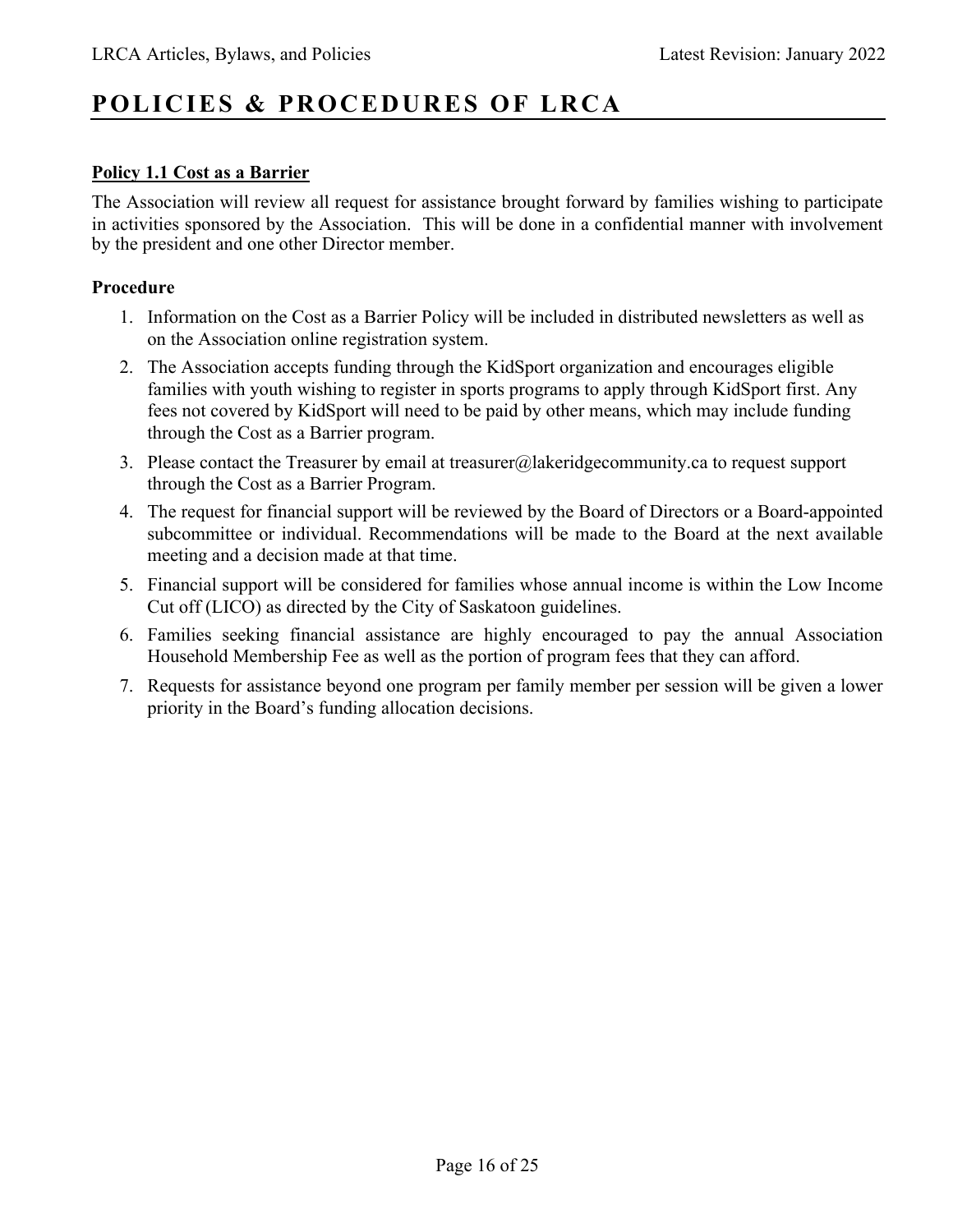# POLICIES & PROCEDURES OF LRCA

## Policy 1.1 Cost as a Barrier

The Association will review all request for assistance brought forward by families wishing to participate in activities sponsored by the Association. This will be done in a confidential manner with involvement by the president and one other Director member.

**Procedure**

1. Information on the Cost as a Barrier Policy will be included in distributed newsletters as well as on the Association online registration system.
2. The Association accepts funding through the KidSport organization and encourages eligible families with youth wishing to register in sports programs to apply through KidSport first. Any fees not covered by KidSport will need to be paid by other means, which may include funding through the Cost as a Barrier program.
3. Please contact the Treasurer by email at treasurer@lakeridgecommunity.ca to request support through the Cost as a Barrier Program.
4. The request for financial support will be reviewed by the Board of Directors or a Board-appointed subcommittee or individual. Recommendations will be made to the Board at the next available meeting and a decision made at that time.
5. Financial support will be considered for families whose annual income is within the Low Income Cut off (LICO) as directed by the City of Saskatoon guidelines.
6. Families seeking financial assistance are highly encouraged to pay the annual Association Household Membership Fee as well as the portion of program fees that they can afford.
7. Requests for assistance beyond one program per family member per session will be given a lower priority in the Board's funding allocation decisions.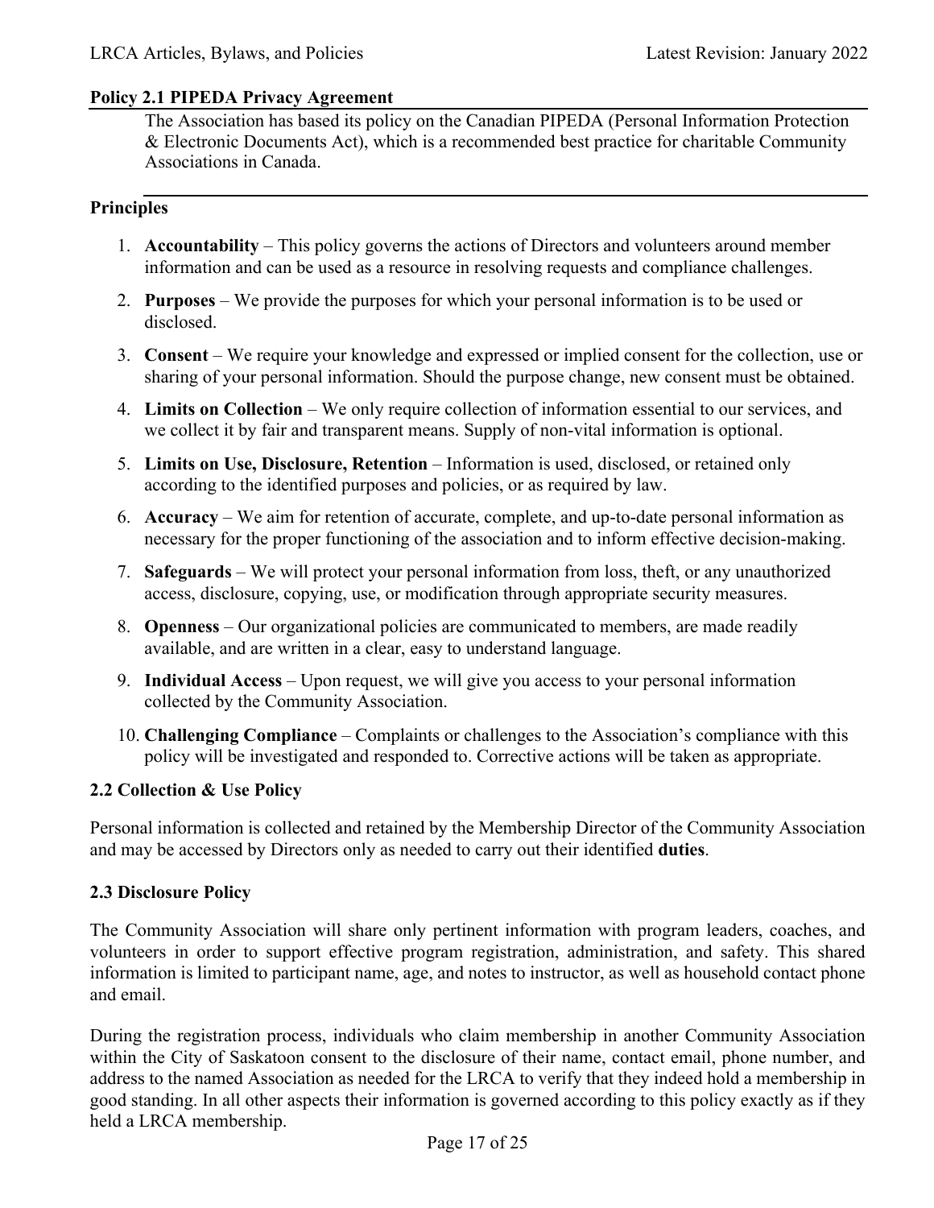## Policy 2.1 PIPEDA Privacy Agreement

The Association has based its policy on the Canadian PIPEDA (Personal Information Protection & Electronic Documents Act), which is a recommended best practice for charitable Community Associations in Canada.

### Principles

1. **Accountability** – This policy governs the actions of Directors and volunteers around member information and can be used as a resource in resolving requests and compliance challenges.
2. **Purposes** – We provide the purposes for which your personal information is to be used or disclosed.
3. **Consent** – We require your knowledge and expressed or implied consent for the collection, use or sharing of your personal information. Should the purpose change, new consent must be obtained.
4. **Limits on Collection** – We only require collection of information essential to our services, and we collect it by fair and transparent means. Supply of non-vital information is optional.
5. **Limits on Use, Disclosure, Retention** – Information is used, disclosed, or retained only according to the identified purposes and policies, or as required by law.
6. **Accuracy** – We aim for retention of accurate, complete, and up-to-date personal information as necessary for the proper functioning of the association and to inform effective decision-making.
7. **Safeguards** – We will protect your personal information from loss, theft, or any unauthorized access, disclosure, copying, use, or modification through appropriate security measures.
8. **Openness** – Our organizational policies are communicated to members, are made readily available, and are written in a clear, easy to understand language.
9. **Individual Access** – Upon request, we will give you access to your personal information collected by the Community Association.
10. **Challenging Compliance** – Complaints or challenges to the Association's compliance with this policy will be investigated and responded to. Corrective actions will be taken as appropriate.

### 2.2 Collection & Use Policy

Personal information is collected and retained by the Membership Director of the Community Association and may be accessed by Directors only as needed to carry out their identified **duties**.

### 2.3 Disclosure Policy

The Community Association will share only pertinent information with program leaders, coaches, and volunteers in order to support effective program registration, administration, and safety. This shared information is limited to participant name, age, and notes to instructor, as well as household contact phone and email.

During the registration process, individuals who claim membership in another Community Association within the City of Saskatoon consent to the disclosure of their name, contact email, phone number, and address to the named Association as needed for the LRCA to verify that they indeed hold a membership in good standing. In all other aspects their information is governed according to this policy exactly as if they held a LRCA membership.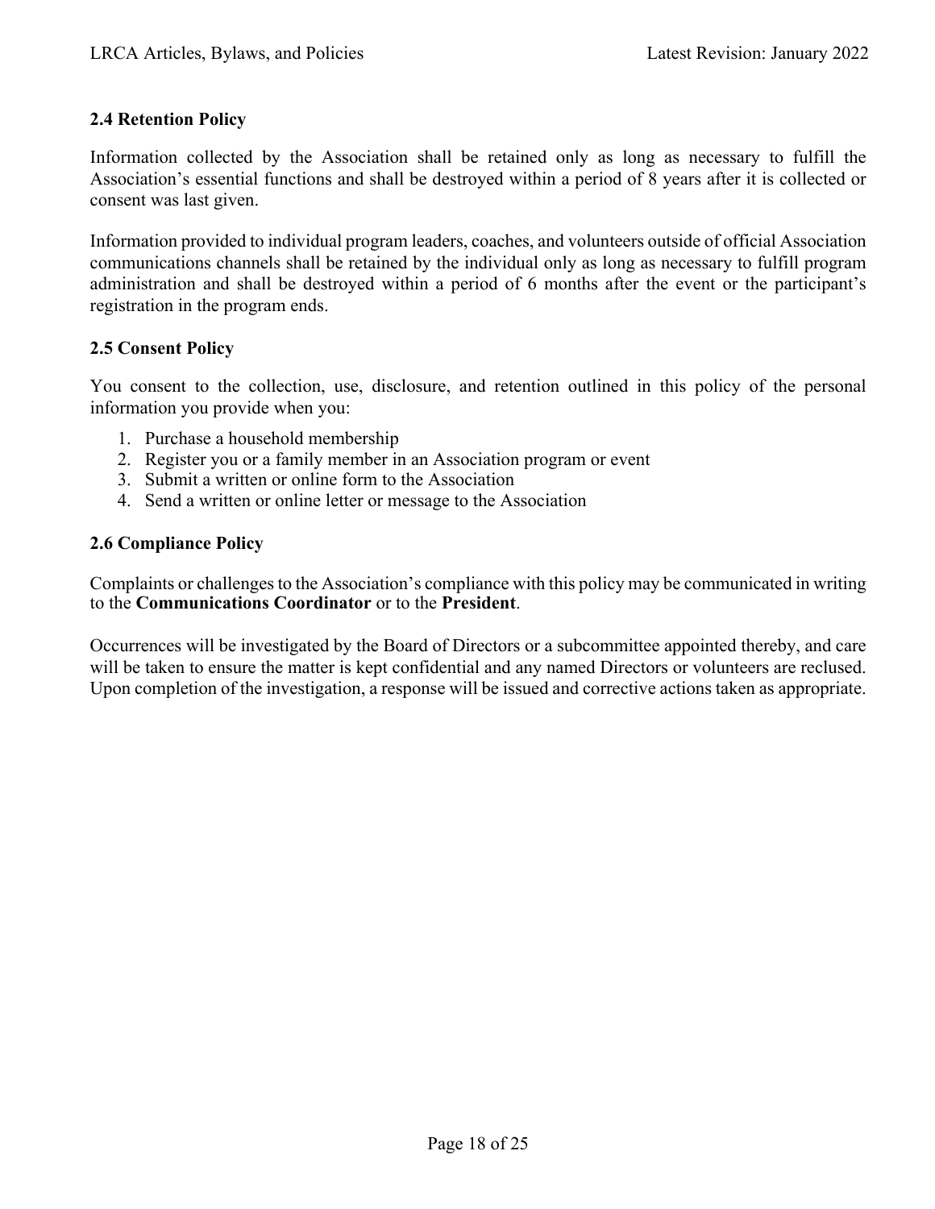### 2.4 Retention Policy

Information collected by the Association shall be retained only as long as necessary to fulfill the Association's essential functions and shall be destroyed within a period of 8 years after it is collected or consent was last given.

Information provided to individual program leaders, coaches, and volunteers outside of official Association communications channels shall be retained by the individual only as long as necessary to fulfill program administration and shall be destroyed within a period of 6 months after the event or the participant's registration in the program ends.

### 2.5 Consent Policy

You consent to the collection, use, disclosure, and retention outlined in this policy of the personal information you provide when you:

1. Purchase a household membership
2. Register you or a family member in an Association program or event
3. Submit a written or online form to the Association
4. Send a written or online letter or message to the Association

### 2.6 Compliance Policy

Complaints or challenges to the Association's compliance with this policy may be communicated in writing to the **Communications Coordinator** or to the **President**.

Occurrences will be investigated by the Board of Directors or a subcommittee appointed thereby, and care will be taken to ensure the matter is kept confidential and any named Directors or volunteers are reclused. Upon completion of the investigation, a response will be issued and corrective actions taken as appropriate.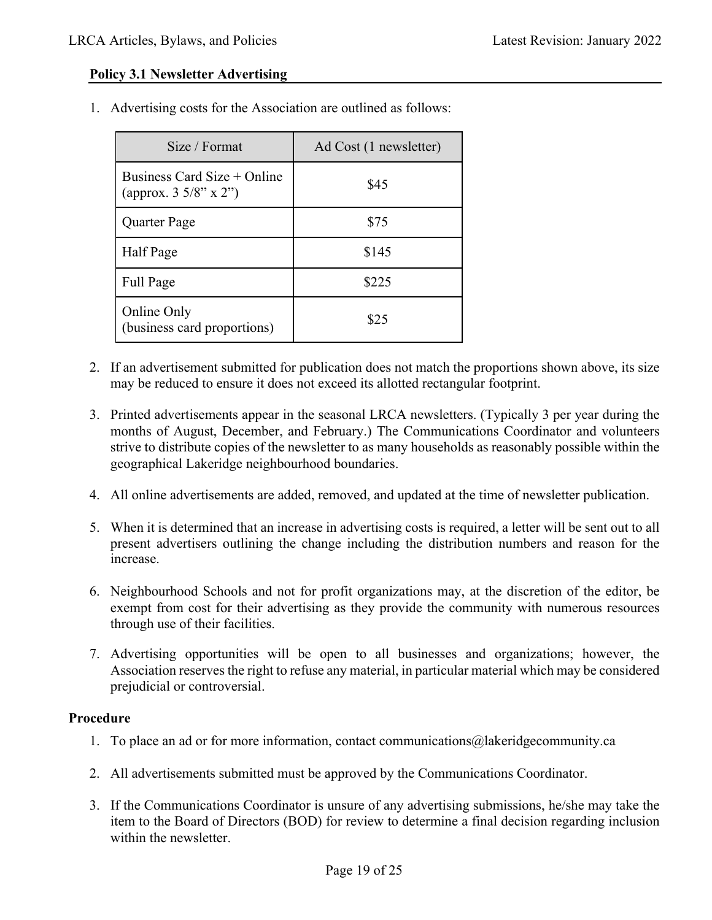### Policy 3.1 Newsletter Advertising

1. Advertising costs for the Association are outlined as follows:

| Size / Format | Ad Cost (1 newsletter) |
|---|---|
| Business Card Size + Online (approx. 3 5/8" x 2") | $45 |
| Quarter Page | $75 |
| Half Page | $145 |
| Full Page | $225 |
| Online Only (business card proportions) | $25 |

2. If an advertisement submitted for publication does not match the proportions shown above, its size may be reduced to ensure it does not exceed its allotted rectangular footprint.

3. Printed advertisements appear in the seasonal LRCA newsletters. (Typically 3 per year during the months of August, December, and February.) The Communications Coordinator and volunteers strive to distribute copies of the newsletter to as many households as reasonably possible within the geographical Lakeridge neighbourhood boundaries.

4. All online advertisements are added, removed, and updated at the time of newsletter publication.

5. When it is determined that an increase in advertising costs is required, a letter will be sent out to all present advertisers outlining the change including the distribution numbers and reason for the increase.

6. Neighbourhood Schools and not for profit organizations may, at the discretion of the editor, be exempt from cost for their advertising as they provide the community with numerous resources through use of their facilities.

7. Advertising opportunities will be open to all businesses and organizations; however, the Association reserves the right to refuse any material, in particular material which may be considered prejudicial or controversial.

### Procedure

1. To place an ad or for more information, contact communications@lakeridgecommunity.ca

2. All advertisements submitted must be approved by the Communications Coordinator.

3. If the Communications Coordinator is unsure of any advertising submissions, he/she may take the item to the Board of Directors (BOD) for review to determine a final decision regarding inclusion within the newsletter.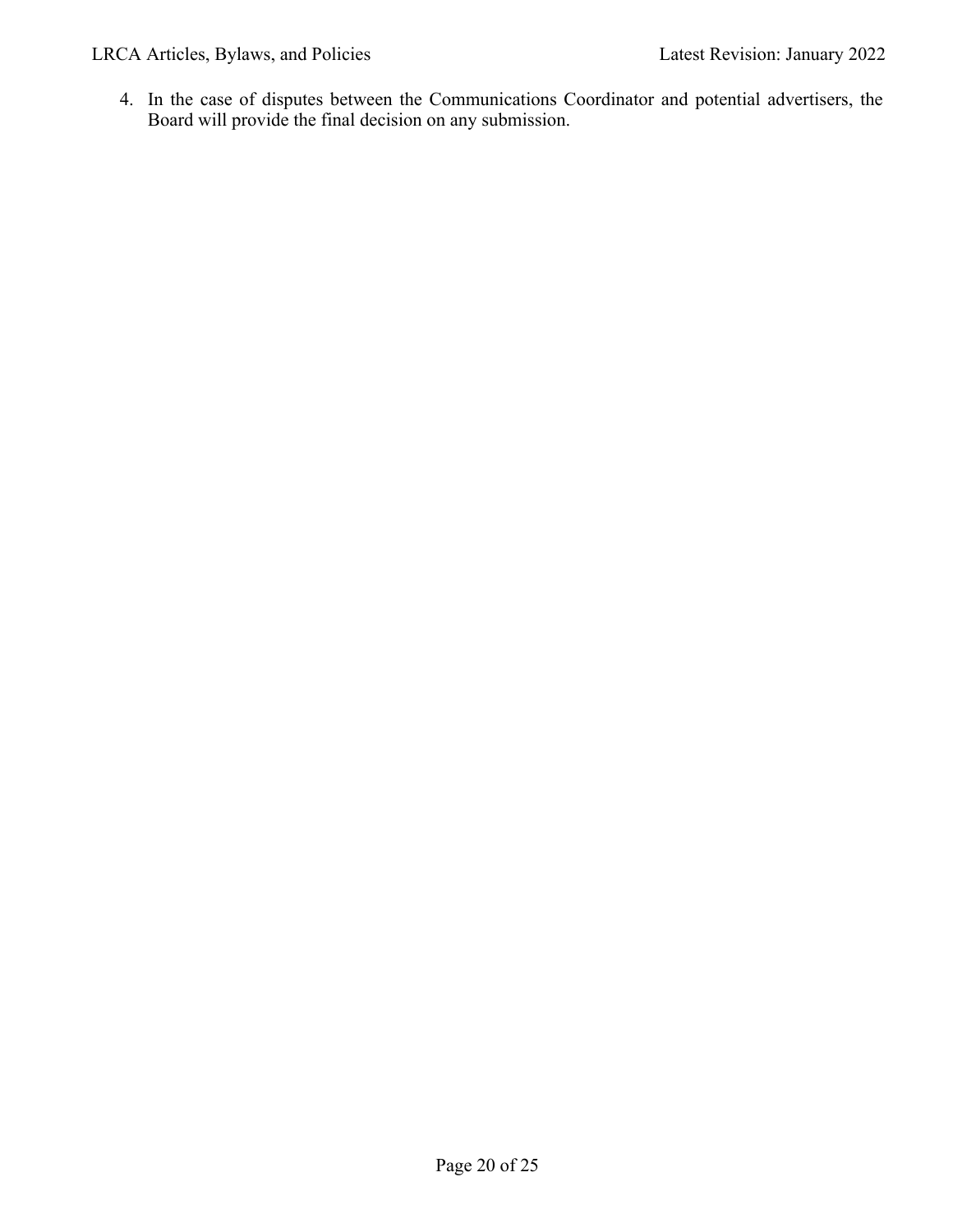4. In the case of disputes between the Communications Coordinator and potential advertisers, the Board will provide the final decision on any submission.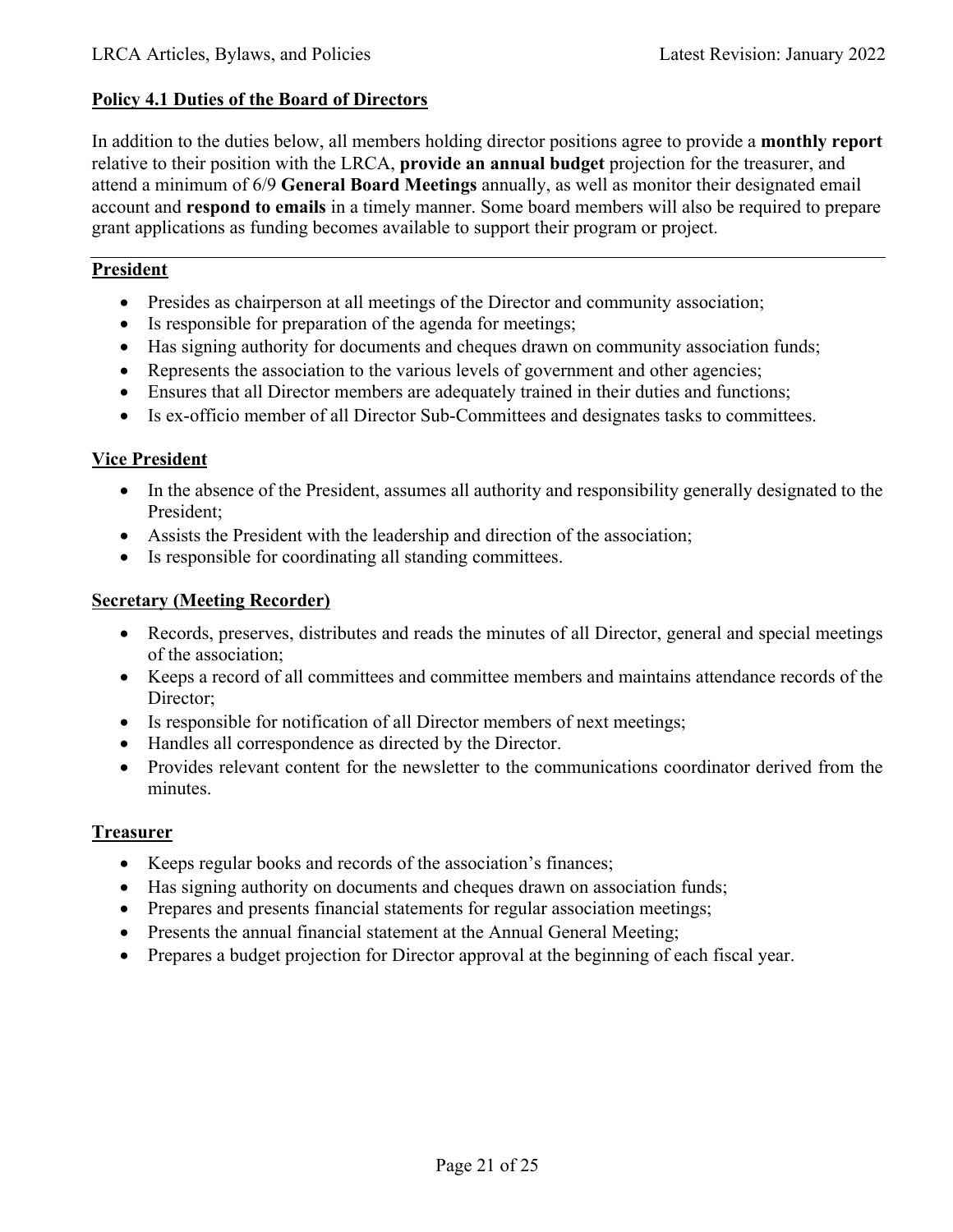## Policy 4.1 Duties of the Board of Directors

In addition to the duties below, all members holding director positions agree to provide a **monthly report** relative to their position with the LRCA, **provide an annual budget** projection for the treasurer, and attend a minimum of 6/9 **General Board Meetings** annually, as well as monitor their designated email account and **respond to emails** in a timely manner. Some board members will also be required to prepare grant applications as funding becomes available to support their program or project.

---

### President

- Presides as chairperson at all meetings of the Director and community association;
- Is responsible for preparation of the agenda for meetings;
- Has signing authority for documents and cheques drawn on community association funds;
- Represents the association to the various levels of government and other agencies;
- Ensures that all Director members are adequately trained in their duties and functions;
- Is ex-officio member of all Director Sub-Committees and designates tasks to committees.

### Vice President

- In the absence of the President, assumes all authority and responsibility generally designated to the President;
- Assists the President with the leadership and direction of the association;
- Is responsible for coordinating all standing committees.

### Secretary (Meeting Recorder)

- Records, preserves, distributes and reads the minutes of all Director, general and special meetings of the association;
- Keeps a record of all committees and committee members and maintains attendance records of the Director;
- Is responsible for notification of all Director members of next meetings;
- Handles all correspondence as directed by the Director.
- Provides relevant content for the newsletter to the communications coordinator derived from the minutes.

### Treasurer

- Keeps regular books and records of the association's finances;
- Has signing authority on documents and cheques drawn on association funds;
- Prepares and presents financial statements for regular association meetings;
- Presents the annual financial statement at the Annual General Meeting;
- Prepares a budget projection for Director approval at the beginning of each fiscal year.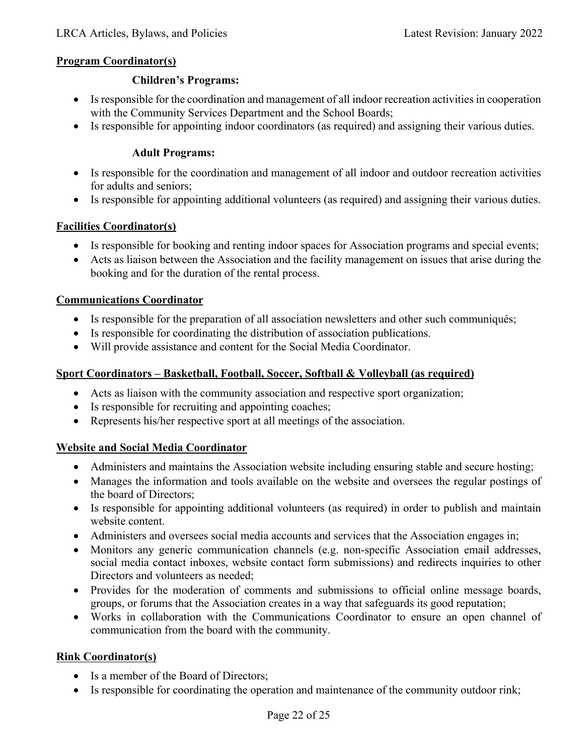**Program Coordinator(s)**

**Children's Programs:**

- Is responsible for the coordination and management of all indoor recreation activities in cooperation with the Community Services Department and the School Boards;
- Is responsible for appointing indoor coordinators (as required) and assigning their various duties.

**Adult Programs:**

- Is responsible for the coordination and management of all indoor and outdoor recreation activities for adults and seniors;
- Is responsible for appointing additional volunteers (as required) and assigning their various duties.

**Facilities Coordinator(s)**

- Is responsible for booking and renting indoor spaces for Association programs and special events;
- Acts as liaison between the Association and the facility management on issues that arise during the booking and for the duration of the rental process.

**Communications Coordinator**

- Is responsible for the preparation of all association newsletters and other such communiqués;
- Is responsible for coordinating the distribution of association publications.
- Will provide assistance and content for the Social Media Coordinator.

**Sport Coordinators – Basketball, Football, Soccer, Softball & Volleyball (as required)**

- Acts as liaison with the community association and respective sport organization;
- Is responsible for recruiting and appointing coaches;
- Represents his/her respective sport at all meetings of the association.

**Website and Social Media Coordinator**

- Administers and maintains the Association website including ensuring stable and secure hosting;
- Manages the information and tools available on the website and oversees the regular postings of the board of Directors;
- Is responsible for appointing additional volunteers (as required) in order to publish and maintain website content.
- Administers and oversees social media accounts and services that the Association engages in;
- Monitors any generic communication channels (e.g. non-specific Association email addresses, social media contact inboxes, website contact form submissions) and redirects inquiries to other Directors and volunteers as needed;
- Provides for the moderation of comments and submissions to official online message boards, groups, or forums that the Association creates in a way that safeguards its good reputation;
- Works in collaboration with the Communications Coordinator to ensure an open channel of communication from the board with the community.

**Rink Coordinator(s)**

- Is a member of the Board of Directors;
- Is responsible for coordinating the operation and maintenance of the community outdoor rink;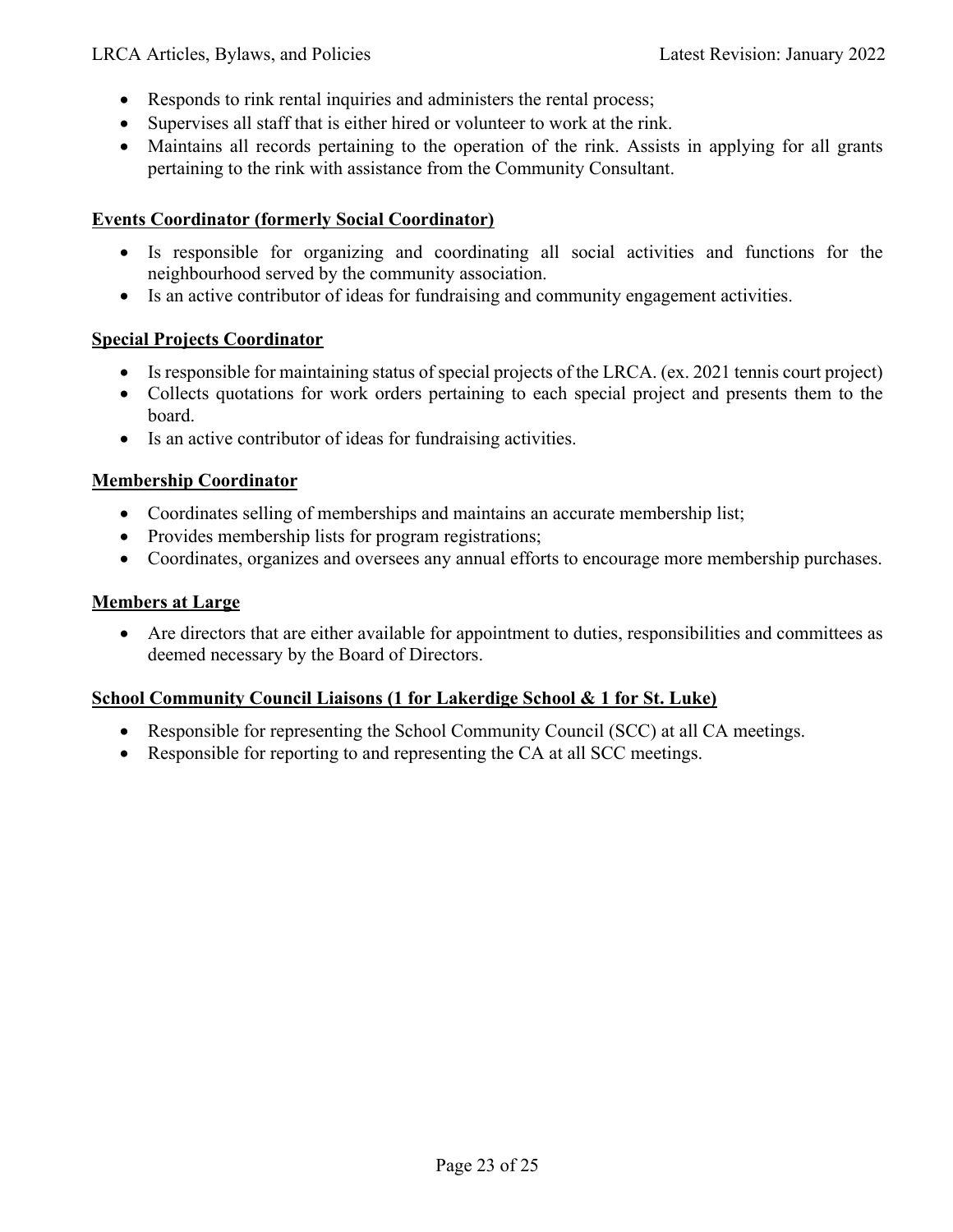- Responds to rink rental inquiries and administers the rental process;
- Supervises all staff that is either hired or volunteer to work at the rink.
- Maintains all records pertaining to the operation of the rink. Assists in applying for all grants pertaining to the rink with assistance from the Community Consultant.

**Events Coordinator (formerly Social Coordinator)**

- Is responsible for organizing and coordinating all social activities and functions for the neighbourhood served by the community association.
- Is an active contributor of ideas for fundraising and community engagement activities.

**Special Projects Coordinator**

- Is responsible for maintaining status of special projects of the LRCA. (ex. 2021 tennis court project)
- Collects quotations for work orders pertaining to each special project and presents them to the board.
- Is an active contributor of ideas for fundraising activities.

**Membership Coordinator**

- Coordinates selling of memberships and maintains an accurate membership list;
- Provides membership lists for program registrations;
- Coordinates, organizes and oversees any annual efforts to encourage more membership purchases.

**Members at Large**

- Are directors that are either available for appointment to duties, responsibilities and committees as deemed necessary by the Board of Directors.

**School Community Council Liaisons (1 for Lakerdige School & 1 for St. Luke)**

- Responsible for representing the School Community Council (SCC) at all CA meetings.
- Responsible for reporting to and representing the CA at all SCC meetings.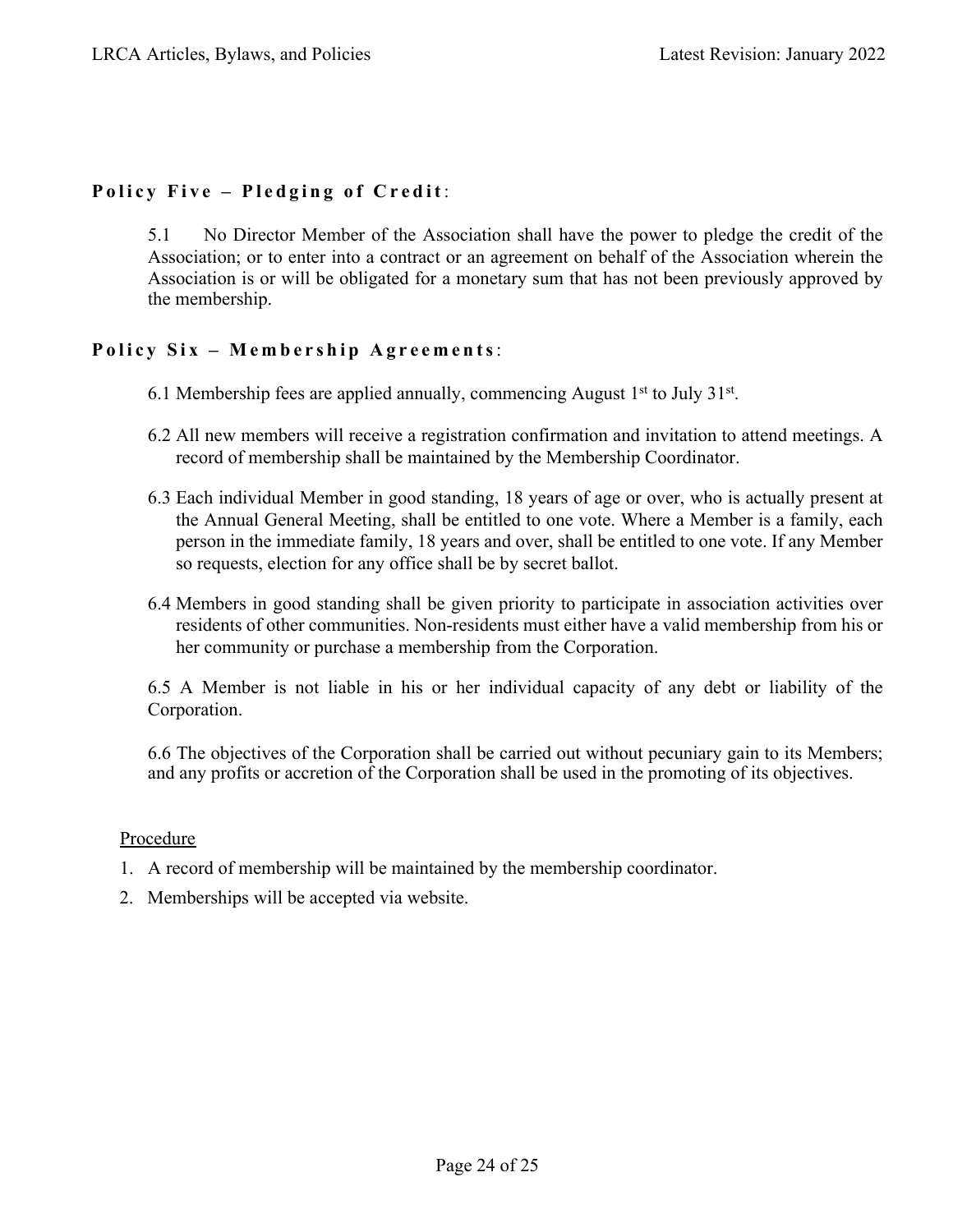**Policy Five – Pledging of Credit**:

5.1 No Director Member of the Association shall have the power to pledge the credit of the Association; or to enter into a contract or an agreement on behalf of the Association wherein the Association is or will be obligated for a monetary sum that has not been previously approved by the membership.

**Policy Six – Membership Agreements**:

6.1 Membership fees are applied annually, commencing August 1st to July 31st.

6.2 All new members will receive a registration confirmation and invitation to attend meetings. A record of membership shall be maintained by the Membership Coordinator.

6.3 Each individual Member in good standing, 18 years of age or over, who is actually present at the Annual General Meeting, shall be entitled to one vote. Where a Member is a family, each person in the immediate family, 18 years and over, shall be entitled to one vote. If any Member so requests, election for any office shall be by secret ballot.

6.4 Members in good standing shall be given priority to participate in association activities over residents of other communities. Non-residents must either have a valid membership from his or her community or purchase a membership from the Corporation.

6.5 A Member is not liable in his or her individual capacity of any debt or liability of the Corporation.

6.6 The objectives of the Corporation shall be carried out without pecuniary gain to its Members; and any profits or accretion of the Corporation shall be used in the promoting of its objectives.

Procedure

1. A record of membership will be maintained by the membership coordinator.
2. Memberships will be accepted via website.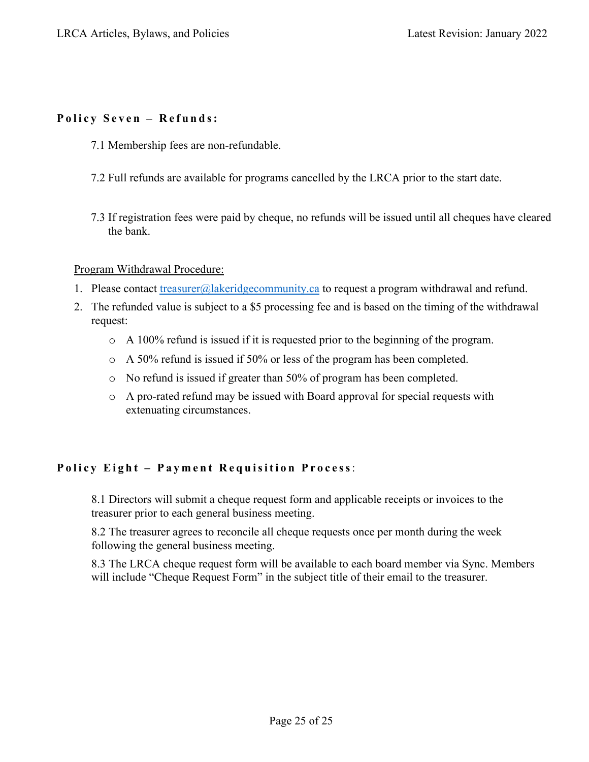**Policy Seven – Refunds:**

7.1 Membership fees are non-refundable.

7.2 Full refunds are available for programs cancelled by the LRCA prior to the start date.

7.3 If registration fees were paid by cheque, no refunds will be issued until all cheques have cleared the bank.

Program Withdrawal Procedure:

1. Please contact treasurer@lakeridgecommunity.ca to request a program withdrawal and refund.
2. The refunded value is subject to a $5 processing fee and is based on the timing of the withdrawal request:
   - A 100% refund is issued if it is requested prior to the beginning of the program.
   - A 50% refund is issued if 50% or less of the program has been completed.
   - No refund is issued if greater than 50% of program has been completed.
   - A pro-rated refund may be issued with Board approval for special requests with extenuating circumstances.

**Policy Eight – Payment Requisition Process**:

8.1 Directors will submit a cheque request form and applicable receipts or invoices to the treasurer prior to each general business meeting.

8.2 The treasurer agrees to reconcile all cheque requests once per month during the week following the general business meeting.

8.3 The LRCA cheque request form will be available to each board member via Sync. Members will include "Cheque Request Form" in the subject title of their email to the treasurer.